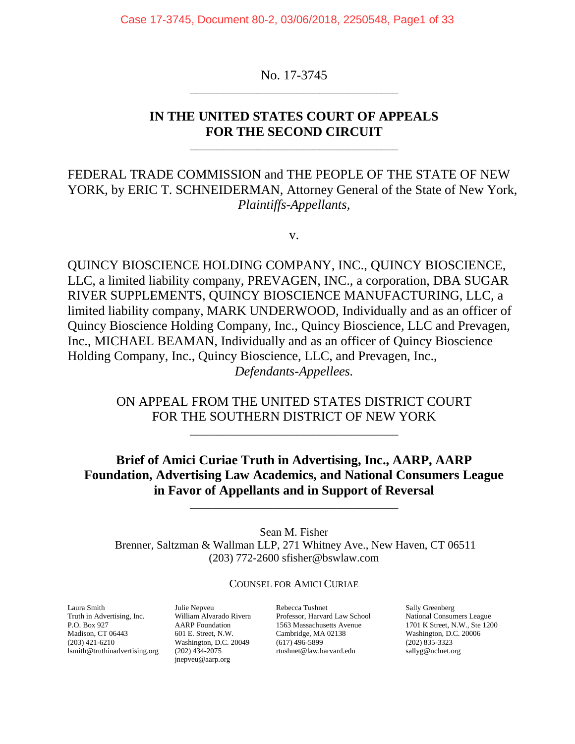No. 17-3745

---

**IN THE UNITED STATES COURT OF APPEALS**
**FOR THE SECOND CIRCUIT**

---

FEDERAL TRADE COMMISSION and THE PEOPLE OF THE STATE OF NEW YORK, by ERIC T. SCHNEIDERMAN, Attorney General of the State of New York, *Plaintiffs-Appellants,*

v.

QUINCY BIOSCIENCE HOLDING COMPANY, INC., QUINCY BIOSCIENCE, LLC, a limited liability company, PREVAGEN, INC., a corporation, DBA SUGAR RIVER SUPPLEMENTS, QUINCY BIOSCIENCE MANUFACTURING, LLC, a limited liability company, MARK UNDERWOOD, Individually and as an officer of Quincy Bioscience Holding Company, Inc., Quincy Bioscience, LLC and Prevagen, Inc., MICHAEL BEAMAN, Individually and as an officer of Quincy Bioscience Holding Company, Inc., Quincy Bioscience, LLC, and Prevagen, Inc., *Defendants-Appellees.*

ON APPEAL FROM THE UNITED STATES DISTRICT COURT
FOR THE SOUTHERN DISTRICT OF NEW YORK

---

**Brief of Amici Curiae Truth in Advertising, Inc., AARP, AARP Foundation, Advertising Law Academics, and National Consumers League in Favor of Appellants and in Support of Reversal**

---

Sean M. Fisher
Brenner, Saltzman & Wallman LLP, 271 Whitney Ave., New Haven, CT 06511
(203) 772-2600 sfisher@bswlaw.com

COUNSEL FOR AMICI CURIAE

Laura Smith
Truth in Advertising, Inc.
P.O. Box 927
Madison, CT 06443
(203) 421-6210
lsmith@truthinadvertising.org

Julie Nepveu
William Alvarado Rivera
AARP Foundation
601 E. Street, N.W.
Washington, D.C. 20049
(202) 434-2075
jnepveu@aarp.org

Rebecca Tushnet
Professor, Harvard Law School
1563 Massachusetts Avenue
Cambridge, MA 02138
(617) 496-5899
rtushnet@law.harvard.edu

Sally Greenberg
National Consumers League
1701 K Street, N.W., Ste 1200
Washington, D.C. 20006
(202) 835-3323
sallyg@nclnet.org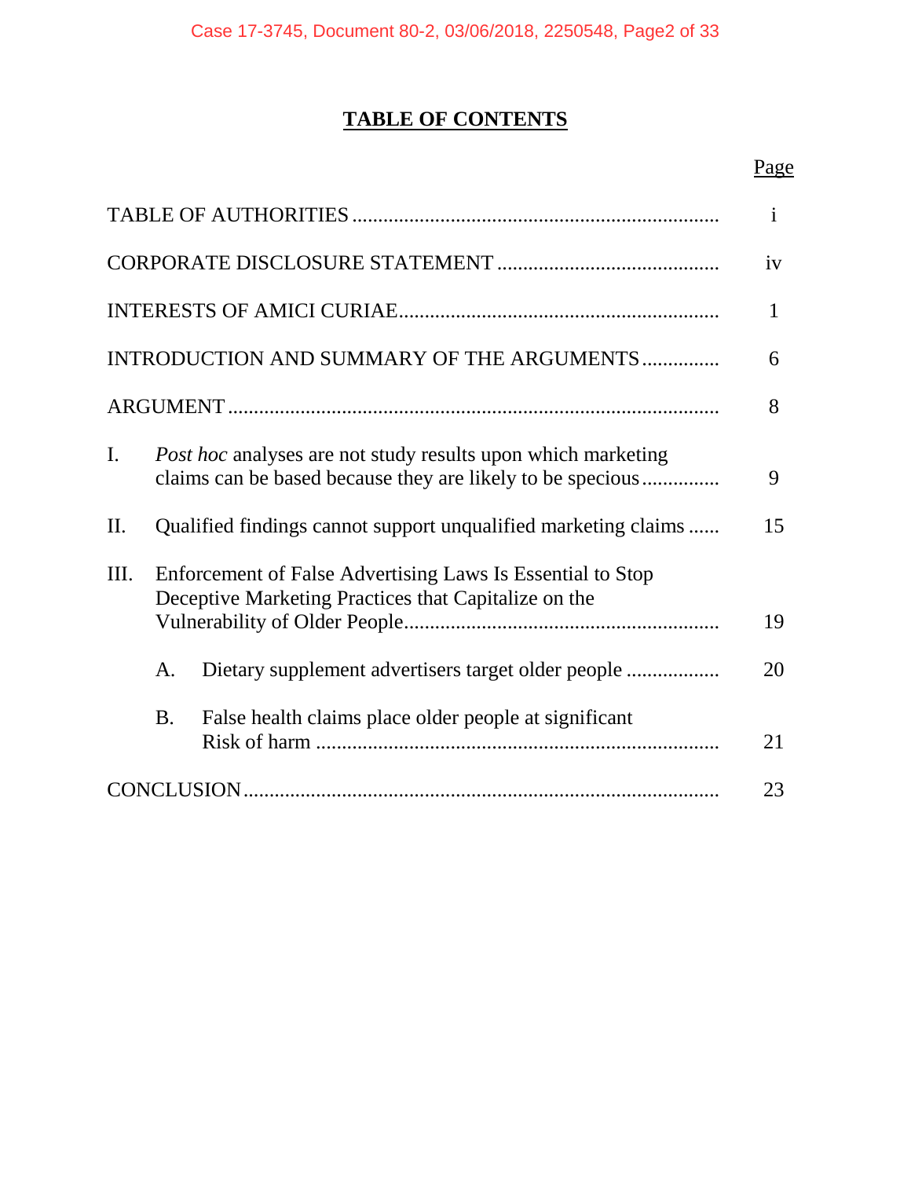# TABLE OF CONTENTS

| | Page |
|---|---|
| TABLE OF AUTHORITIES | i |
| CORPORATE DISCLOSURE STATEMENT | iv |
| INTERESTS OF AMICI CURIAE | 1 |
| INTRODUCTION AND SUMMARY OF THE ARGUMENTS | 6 |
| ARGUMENT | 8 |
| I. *Post hoc* analyses are not study results upon which marketing claims can be based because they are likely to be specious | 9 |
| II. Qualified findings cannot support unqualified marketing claims | 15 |
| III. Enforcement of False Advertising Laws Is Essential to Stop Deceptive Marketing Practices that Capitalize on the Vulnerability of Older People | 19 |
| A. Dietary supplement advertisers target older people | 20 |
| B. False health claims place older people at significant Risk of harm | 21 |
| CONCLUSION | 23 |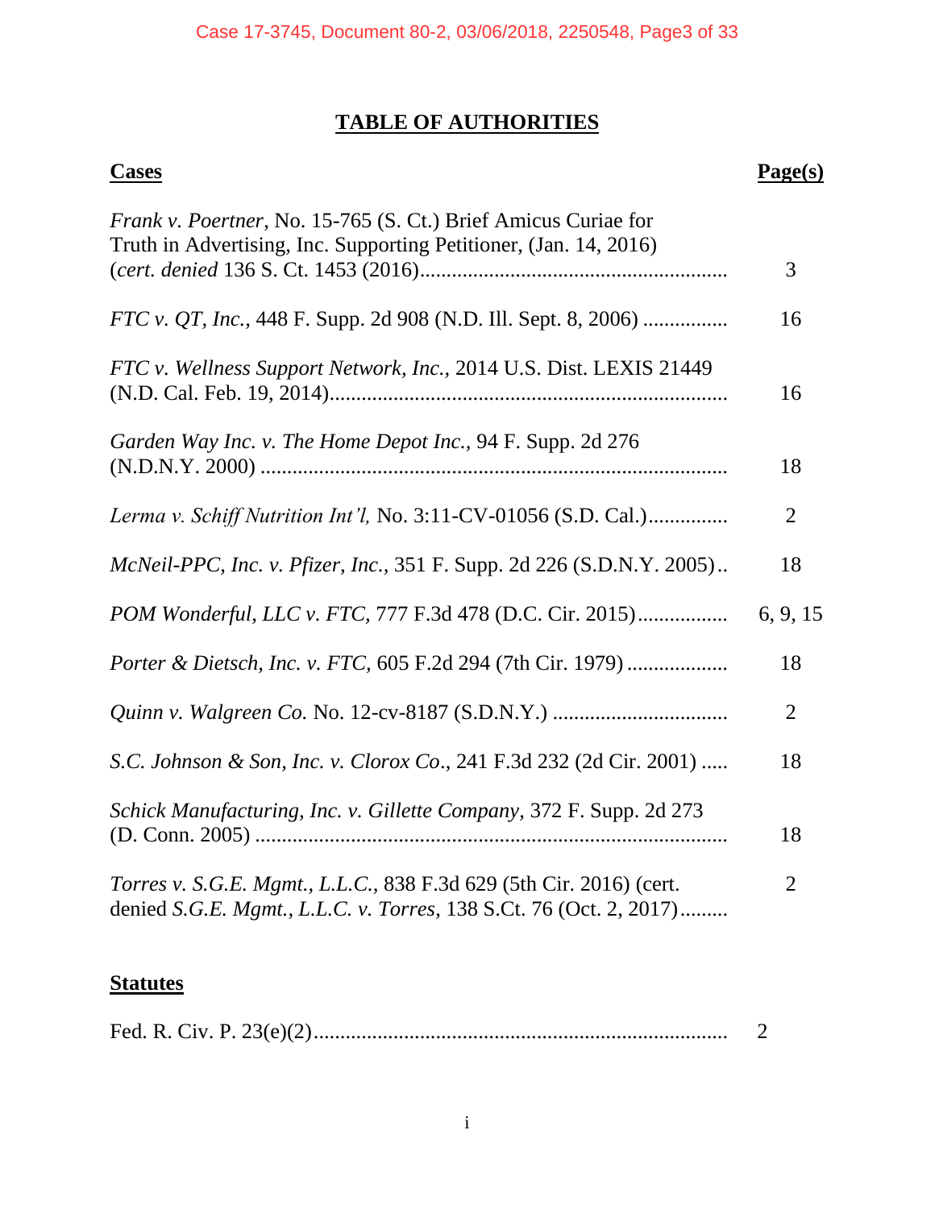# TABLE OF AUTHORITIES

| Cases | Page(s) |
|---|---|
| *Frank v. Poertner*, No. 15-765 (S. Ct.) Brief Amicus Curiae for Truth in Advertising, Inc. Supporting Petitioner, (Jan. 14, 2016) (*cert. denied* 136 S. Ct. 1453 (2016) | 3 |
| *FTC v. QT, Inc.*, 448 F. Supp. 2d 908 (N.D. Ill. Sept. 8, 2006) | 16 |
| *FTC v. Wellness Support Network, Inc.*, 2014 U.S. Dist. LEXIS 21449 (N.D. Cal. Feb. 19, 2014) | 16 |
| *Garden Way Inc. v. The Home Depot Inc.*, 94 F. Supp. 2d 276 (N.D.N.Y. 2000) | 18 |
| *Lerma v. Schiff Nutrition Int'l,* No. 3:11-CV-01056 (S.D. Cal.) | 2 |
| *McNeil-PPC, Inc. v. Pfizer, Inc.*, 351 F. Supp. 2d 226 (S.D.N.Y. 2005) | 18 |
| *POM Wonderful, LLC v. FTC,* 777 F.3d 478 (D.C. Cir. 2015) | 6, 9, 15 |
| *Porter & Dietsch, Inc. v. FTC,* 605 F.2d 294 (7th Cir. 1979) | 18 |
| *Quinn v. Walgreen Co.* No. 12-cv-8187 (S.D.N.Y.) | 2 |
| *S.C. Johnson & Son, Inc. v. Clorox Co*., 241 F.3d 232 (2d Cir. 2001) | 18 |
| *Schick Manufacturing, Inc. v. Gillette Company,* 372 F. Supp. 2d 273 (D. Conn. 2005) | 18 |
| *Torres v. S.G.E. Mgmt., L.L.C.*, 838 F.3d 629 (5th Cir. 2016) (cert. denied *S.G.E. Mgmt., L.L.C. v. Torres*, 138 S.Ct. 76 (Oct. 2, 2017) | 2 |

| Statutes | |
|---|---|
| Fed. R. Civ. P. 23(e)(2) | 2 |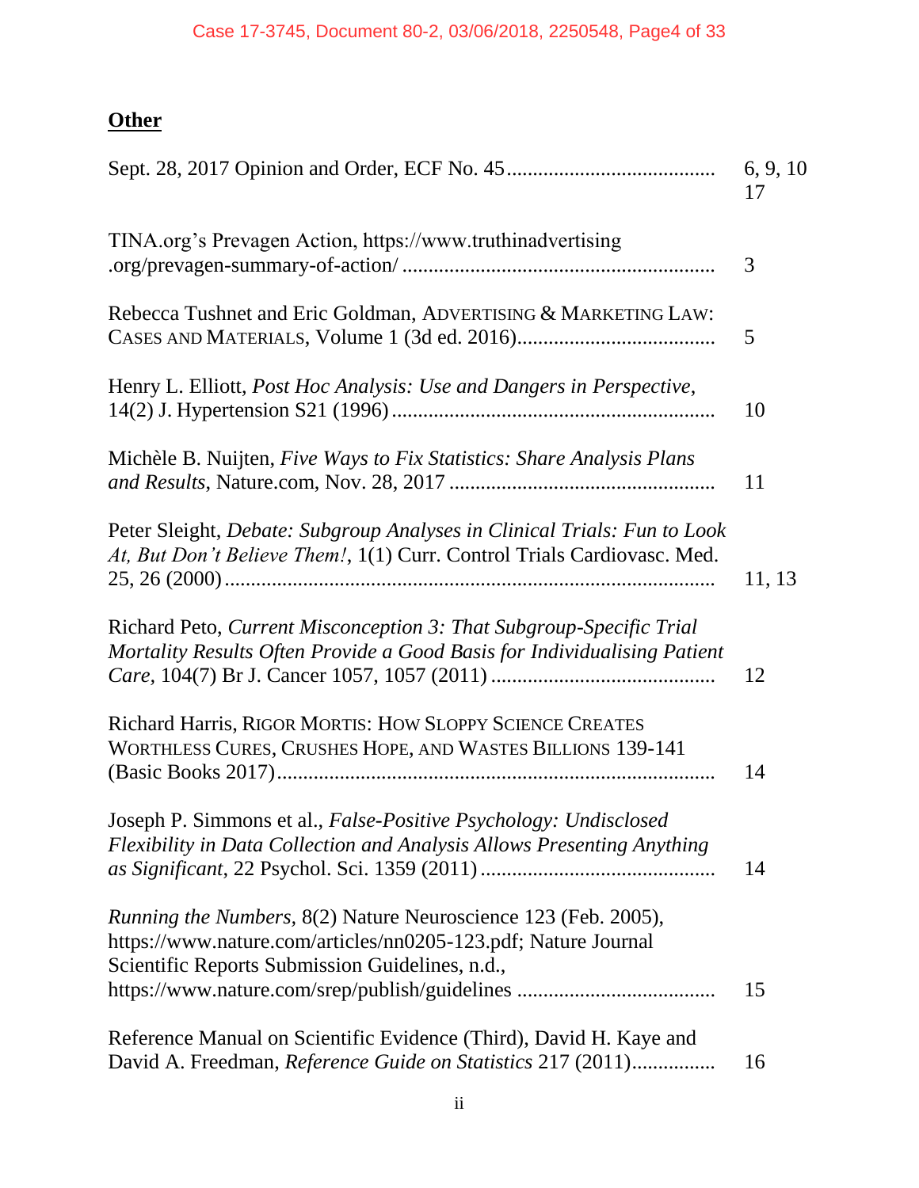**Other**

| | |
|---|---|
| Sept. 28, 2017 Opinion and Order, ECF No. 45 | 6, 9, 10 17 |
| TINA.org's Prevagen Action, https://www.truthinadvertising .org/prevagen-summary-of-action/ | 3 |
| Rebecca Tushnet and Eric Goldman, ADVERTISING & MARKETING LAW: CASES AND MATERIALS, Volume 1 (3d ed. 2016) | 5 |
| Henry L. Elliott, *Post Hoc Analysis: Use and Dangers in Perspective*, 14(2) J. Hypertension S21 (1996) | 10 |
| Michèle B. Nuijten, *Five Ways to Fix Statistics: Share Analysis Plans and Results*, Nature.com, Nov. 28, 2017 | 11 |
| Peter Sleight, *Debate: Subgroup Analyses in Clinical Trials: Fun to Look At, But Don't Believe Them!*, 1(1) Curr. Control Trials Cardiovasc. Med. 25, 26 (2000) | 11, 13 |
| Richard Peto, *Current Misconception 3: That Subgroup-Specific Trial Mortality Results Often Provide a Good Basis for Individualising Patient Care*, 104(7) Br J. Cancer 1057, 1057 (2011) | 12 |
| Richard Harris, RIGOR MORTIS: HOW SLOPPY SCIENCE CREATES WORTHLESS CURES, CRUSHES HOPE, AND WASTES BILLIONS 139-141 (Basic Books 2017) | 14 |
| Joseph P. Simmons et al., *False-Positive Psychology: Undisclosed Flexibility in Data Collection and Analysis Allows Presenting Anything as Significant*, 22 Psychol. Sci. 1359 (2011) | 14 |
| *Running the Numbers*, 8(2) Nature Neuroscience 123 (Feb. 2005), https://www.nature.com/articles/nn0205-123.pdf; Nature Journal Scientific Reports Submission Guidelines, n.d., https://www.nature.com/srep/publish/guidelines | 15 |
| Reference Manual on Scientific Evidence (Third), David H. Kaye and David A. Freedman, *Reference Guide on Statistics* 217 (2011) | 16 |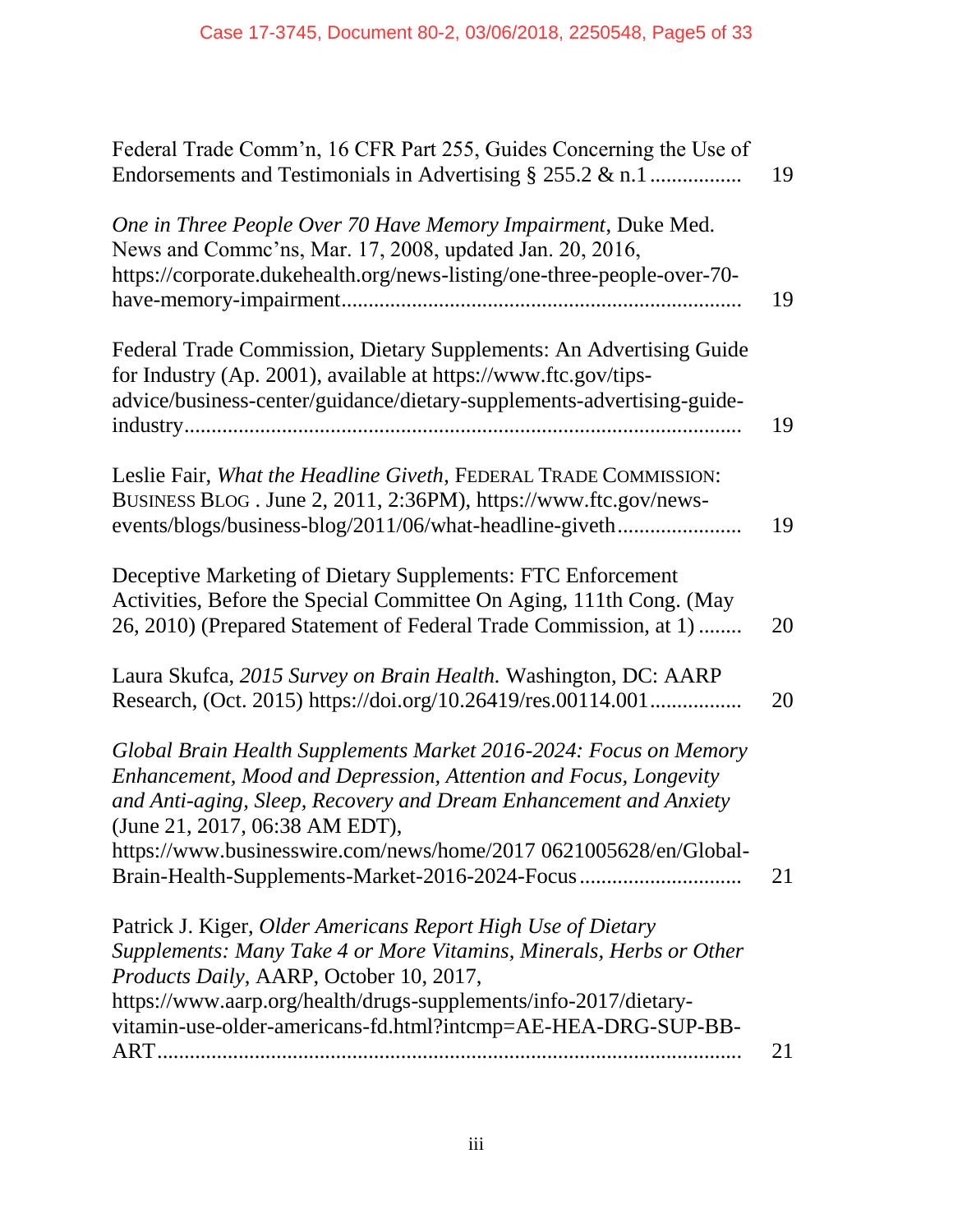Federal Trade Comm'n, 16 CFR Part 255, Guides Concerning the Use of Endorsements and Testimonials in Advertising § 255.2 & n.1 ................. 19

*One in Three People Over 70 Have Memory Impairment*, Duke Med. News and Commc'ns, Mar. 17, 2008, updated Jan. 20, 2016, https://corporate.dukehealth.org/news-listing/one-three-people-over-70-have-memory-impairment........................................................................ 19

Federal Trade Commission, Dietary Supplements: An Advertising Guide for Industry (Ap. 2001), available at https://www.ftc.gov/tips-advice/business-center/guidance/dietary-supplements-advertising-guide-industry.................................................................................................... 19

Leslie Fair, *What the Headline Giveth*, FEDERAL TRADE COMMISSION: BUSINESS BLOG . June 2, 2011, 2:36PM), https://www.ftc.gov/news-events/blogs/business-blog/2011/06/what-headline-giveth...................... 19

Deceptive Marketing of Dietary Supplements: FTC Enforcement Activities, Before the Special Committee On Aging, 111th Cong. (May 26, 2010) (Prepared Statement of Federal Trade Commission, at 1) ........ 20

Laura Skufca, *2015 Survey on Brain Health.* Washington, DC: AARP Research, (Oct. 2015) https://doi.org/10.26419/res.00114.001................. 20

*Global Brain Health Supplements Market 2016-2024: Focus on Memory Enhancement, Mood and Depression, Attention and Focus, Longevity and Anti-aging, Sleep, Recovery and Dream Enhancement and Anxiety* (June 21, 2017, 06:38 AM EDT), https://www.businesswire.com/news/home/2017 0621005628/en/Global-Brain-Health-Supplements-Market-2016-2024-Focus............................. 21

Patrick J. Kiger, *Older Americans Report High Use of Dietary Supplements: Many Take 4 or More Vitamins, Minerals, Herbs or Other Products Daily*, AARP, October 10, 2017, https://www.aarp.org/health/drugs-supplements/info-2017/dietary-vitamin-use-older-americans-fd.html?intcmp=AE-HEA-DRG-SUP-BB-ART.......................................................................................... 21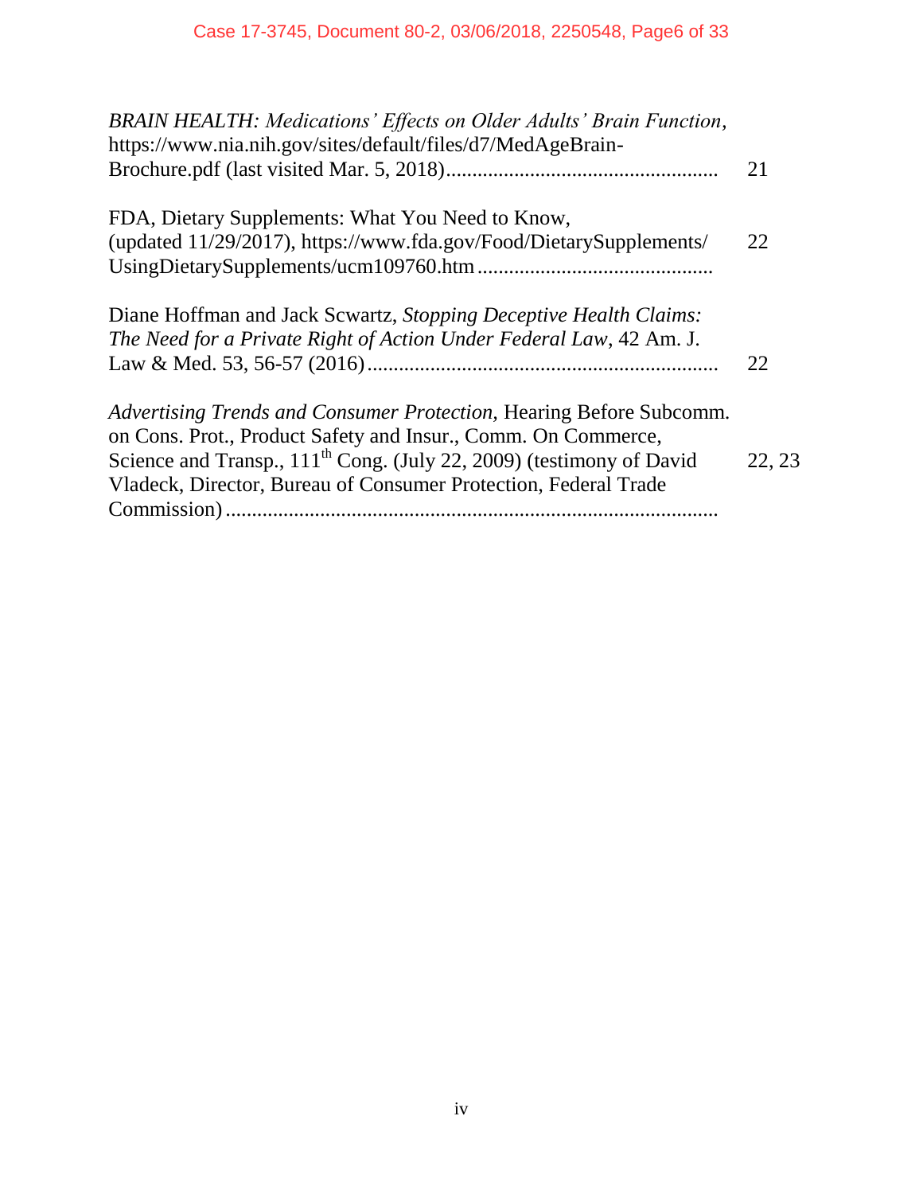*BRAIN HEALTH: Medications' Effects on Older Adults' Brain Function*, https://www.nia.nih.gov/sites/default/files/d7/MedAgeBrain-Brochure.pdf (last visited Mar. 5, 2018) .................................................... 21

FDA, Dietary Supplements: What You Need to Know, (updated 11/29/2017), https://www.fda.gov/Food/DietarySupplements/UsingDietarySupplements/ucm109760.htm ............................................ 22

Diane Hoffman and Jack Scwartz, *Stopping Deceptive Health Claims: The Need for a Private Right of Action Under Federal Law*, 42 Am. J. Law & Med. 53, 56-57 (2016) .................................................................. 22

*Advertising Trends and Consumer Protection,* Hearing Before Subcomm. on Cons. Prot., Product Safety and Insur., Comm. On Commerce, Science and Transp., 111th Cong. (July 22, 2009) (testimony of David Vladeck, Director, Bureau of Consumer Protection, Federal Trade Commission) ............................................................................................ 22, 23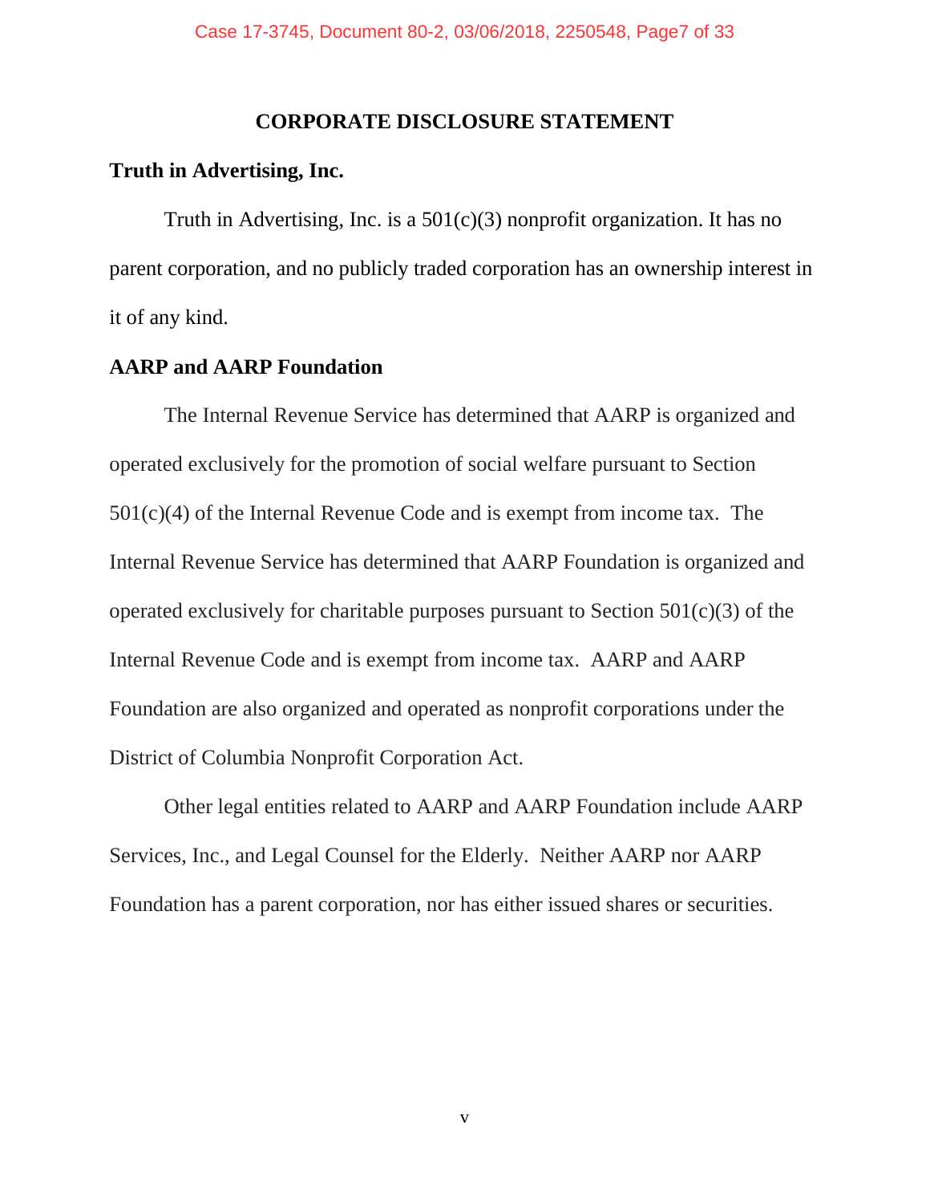## CORPORATE DISCLOSURE STATEMENT

**Truth in Advertising, Inc.**

Truth in Advertising, Inc. is a 501(c)(3) nonprofit organization. It has no parent corporation, and no publicly traded corporation has an ownership interest in it of any kind.

**AARP and AARP Foundation**

The Internal Revenue Service has determined that AARP is organized and operated exclusively for the promotion of social welfare pursuant to Section 501(c)(4) of the Internal Revenue Code and is exempt from income tax. The Internal Revenue Service has determined that AARP Foundation is organized and operated exclusively for charitable purposes pursuant to Section 501(c)(3) of the Internal Revenue Code and is exempt from income tax. AARP and AARP Foundation are also organized and operated as nonprofit corporations under the District of Columbia Nonprofit Corporation Act.

Other legal entities related to AARP and AARP Foundation include AARP Services, Inc., and Legal Counsel for the Elderly. Neither AARP nor AARP Foundation has a parent corporation, nor has either issued shares or securities.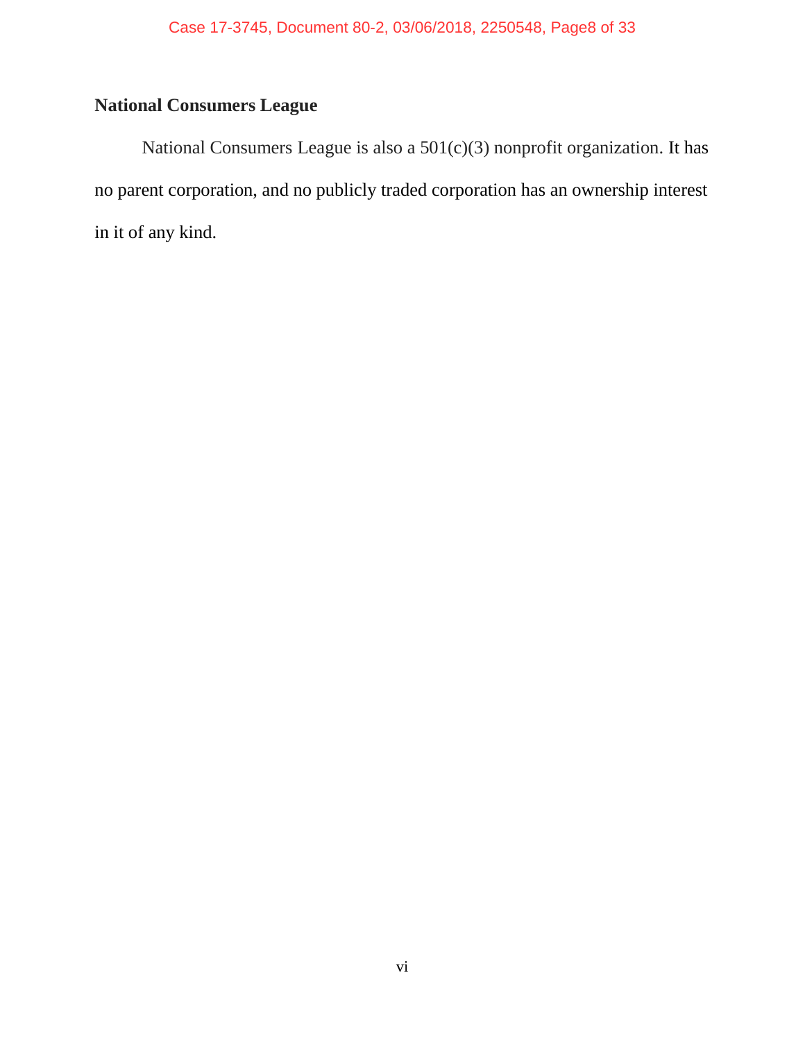**National Consumers League**

National Consumers League is also a 501(c)(3) nonprofit organization. It has no parent corporation, and no publicly traded corporation has an ownership interest in it of any kind.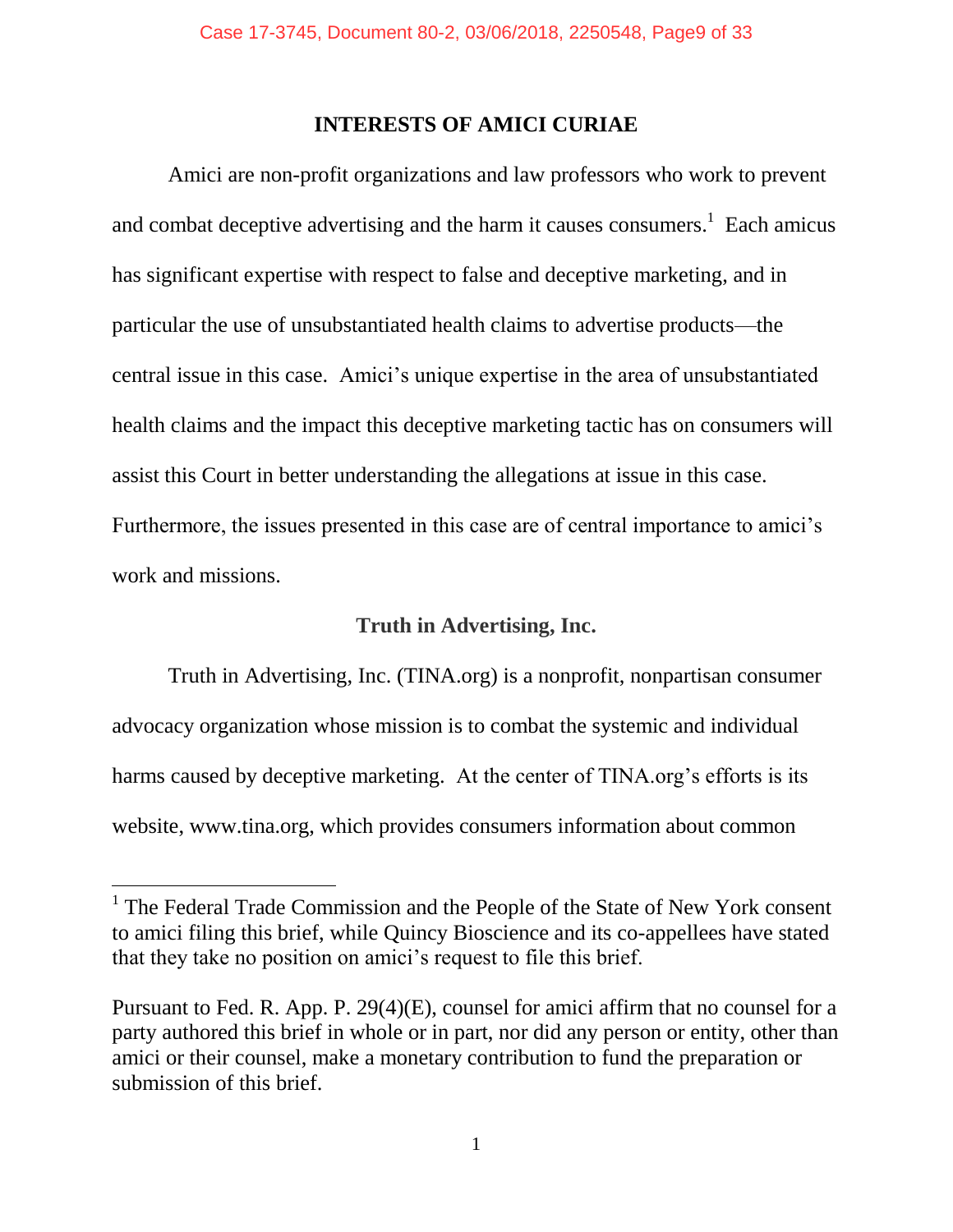## INTERESTS OF AMICI CURIAE

Amici are non-profit organizations and law professors who work to prevent and combat deceptive advertising and the harm it causes consumers.[1] Each amicus has significant expertise with respect to false and deceptive marketing, and in particular the use of unsubstantiated health claims to advertise products—the central issue in this case. Amici's unique expertise in the area of unsubstantiated health claims and the impact this deceptive marketing tactic has on consumers will assist this Court in better understanding the allegations at issue in this case. Furthermore, the issues presented in this case are of central importance to amici's work and missions.

### Truth in Advertising, Inc.

Truth in Advertising, Inc. (TINA.org) is a nonprofit, nonpartisan consumer advocacy organization whose mission is to combat the systemic and individual harms caused by deceptive marketing. At the center of TINA.org's efforts is its website, www.tina.org, which provides consumers information about common

---

[1] The Federal Trade Commission and the People of the State of New York consent to amici filing this brief, while Quincy Bioscience and its co-appellees have stated that they take no position on amici's request to file this brief.

Pursuant to Fed. R. App. P. 29(4)(E), counsel for amici affirm that no counsel for a party authored this brief in whole or in part, nor did any person or entity, other than amici or their counsel, make a monetary contribution to fund the preparation or submission of this brief.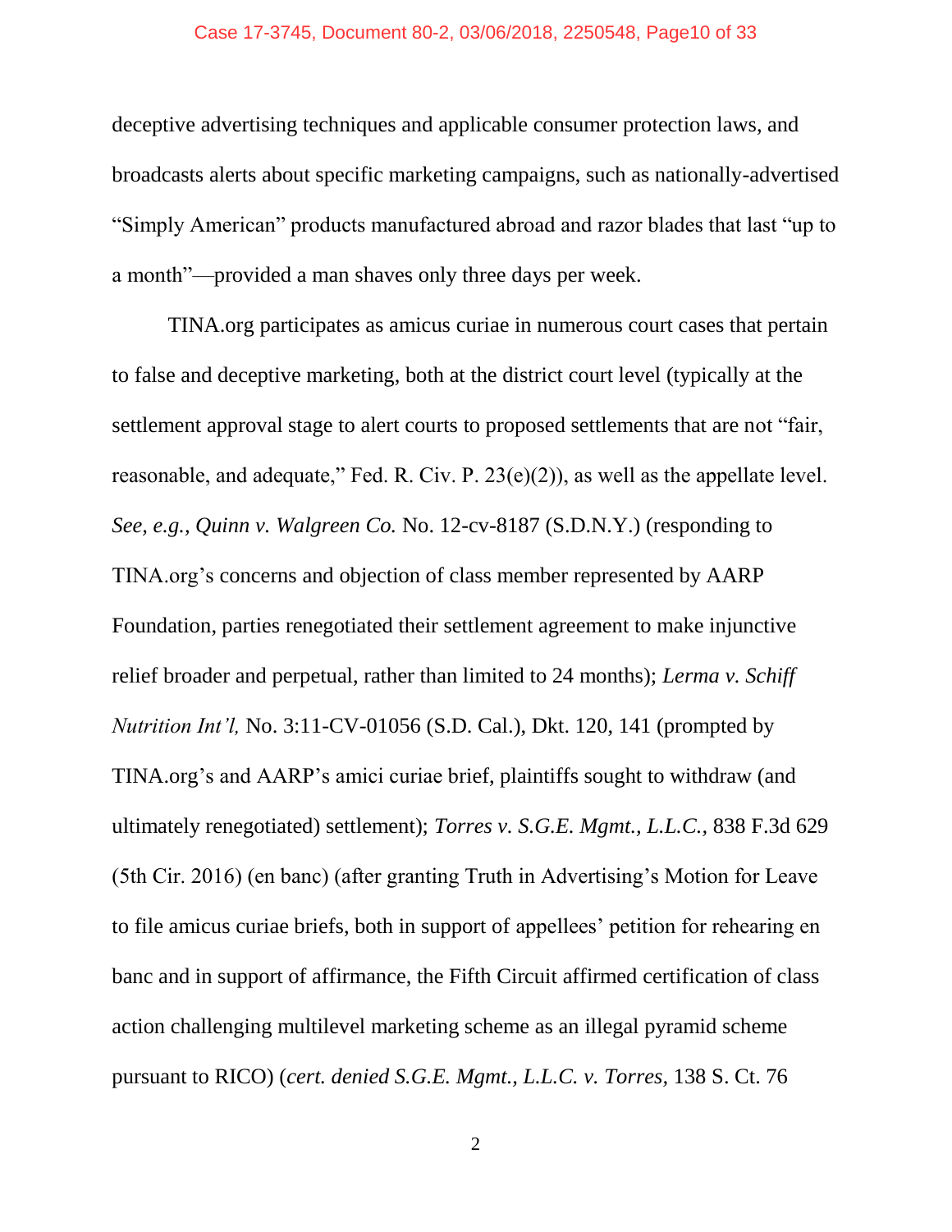deceptive advertising techniques and applicable consumer protection laws, and broadcasts alerts about specific marketing campaigns, such as nationally-advertised "Simply American" products manufactured abroad and razor blades that last "up to a month"—provided a man shaves only three days per week.

TINA.org participates as amicus curiae in numerous court cases that pertain to false and deceptive marketing, both at the district court level (typically at the settlement approval stage to alert courts to proposed settlements that are not "fair, reasonable, and adequate," Fed. R. Civ. P. 23(e)(2)), as well as the appellate level. *See, e.g.*, *Quinn v. Walgreen Co.* No. 12-cv-8187 (S.D.N.Y.) (responding to TINA.org's concerns and objection of class member represented by AARP Foundation, parties renegotiated their settlement agreement to make injunctive relief broader and perpetual, rather than limited to 24 months); *Lerma v. Schiff Nutrition Int'l,* No. 3:11-CV-01056 (S.D. Cal.), Dkt. 120, 141 (prompted by TINA.org's and AARP's amici curiae brief, plaintiffs sought to withdraw (and ultimately renegotiated) settlement); *Torres v. S.G.E. Mgmt., L.L.C.*, 838 F.3d 629 (5th Cir. 2016) (en banc) (after granting Truth in Advertising's Motion for Leave to file amicus curiae briefs, both in support of appellees' petition for rehearing en banc and in support of affirmance, the Fifth Circuit affirmed certification of class action challenging multilevel marketing scheme as an illegal pyramid scheme pursuant to RICO) (*cert. denied S.G.E. Mgmt., L.L.C. v. Torres,* 138 S. Ct. 76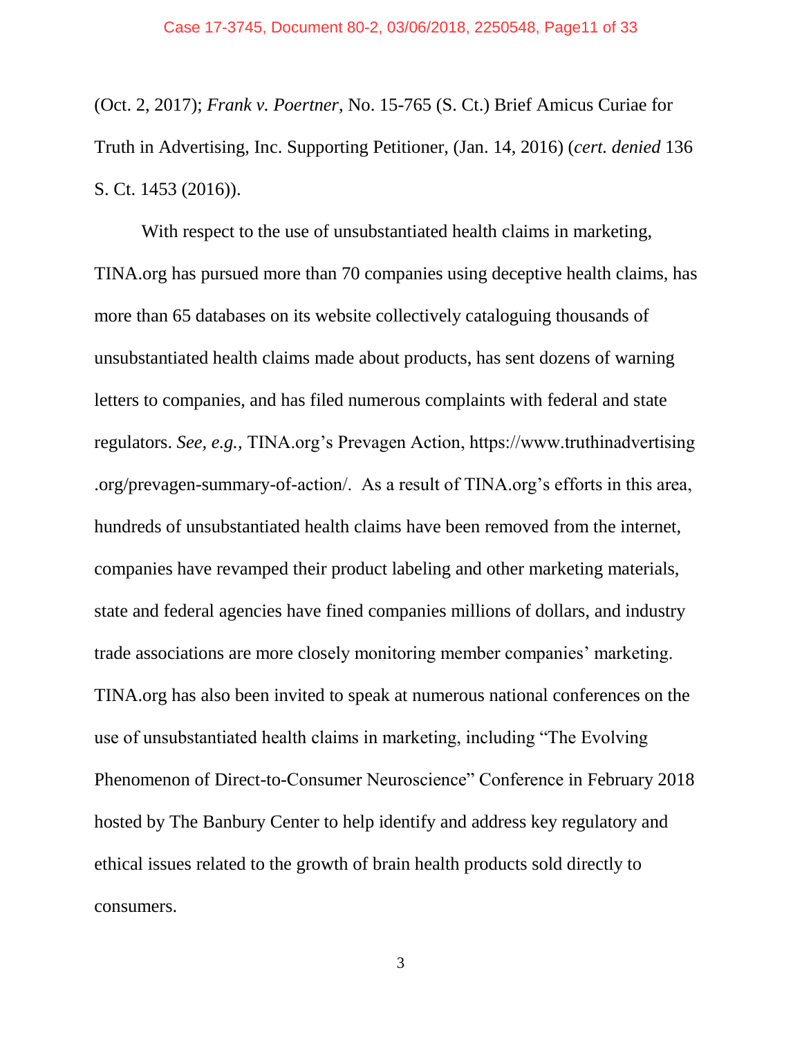(Oct. 2, 2017); *Frank v. Poertner*, No. 15-765 (S. Ct.) Brief Amicus Curiae for Truth in Advertising, Inc. Supporting Petitioner, (Jan. 14, 2016) (*cert. denied* 136 S. Ct. 1453 (2016)).

With respect to the use of unsubstantiated health claims in marketing, TINA.org has pursued more than 70 companies using deceptive health claims, has more than 65 databases on its website collectively cataloguing thousands of unsubstantiated health claims made about products, has sent dozens of warning letters to companies, and has filed numerous complaints with federal and state regulators. *See, e.g.,* TINA.org's Prevagen Action, https://www.truthinadvertising.org/prevagen-summary-of-action/. As a result of TINA.org's efforts in this area, hundreds of unsubstantiated health claims have been removed from the internet, companies have revamped their product labeling and other marketing materials, state and federal agencies have fined companies millions of dollars, and industry trade associations are more closely monitoring member companies' marketing. TINA.org has also been invited to speak at numerous national conferences on the use of unsubstantiated health claims in marketing, including "The Evolving Phenomenon of Direct-to-Consumer Neuroscience" Conference in February 2018 hosted by The Banbury Center to help identify and address key regulatory and ethical issues related to the growth of brain health products sold directly to consumers.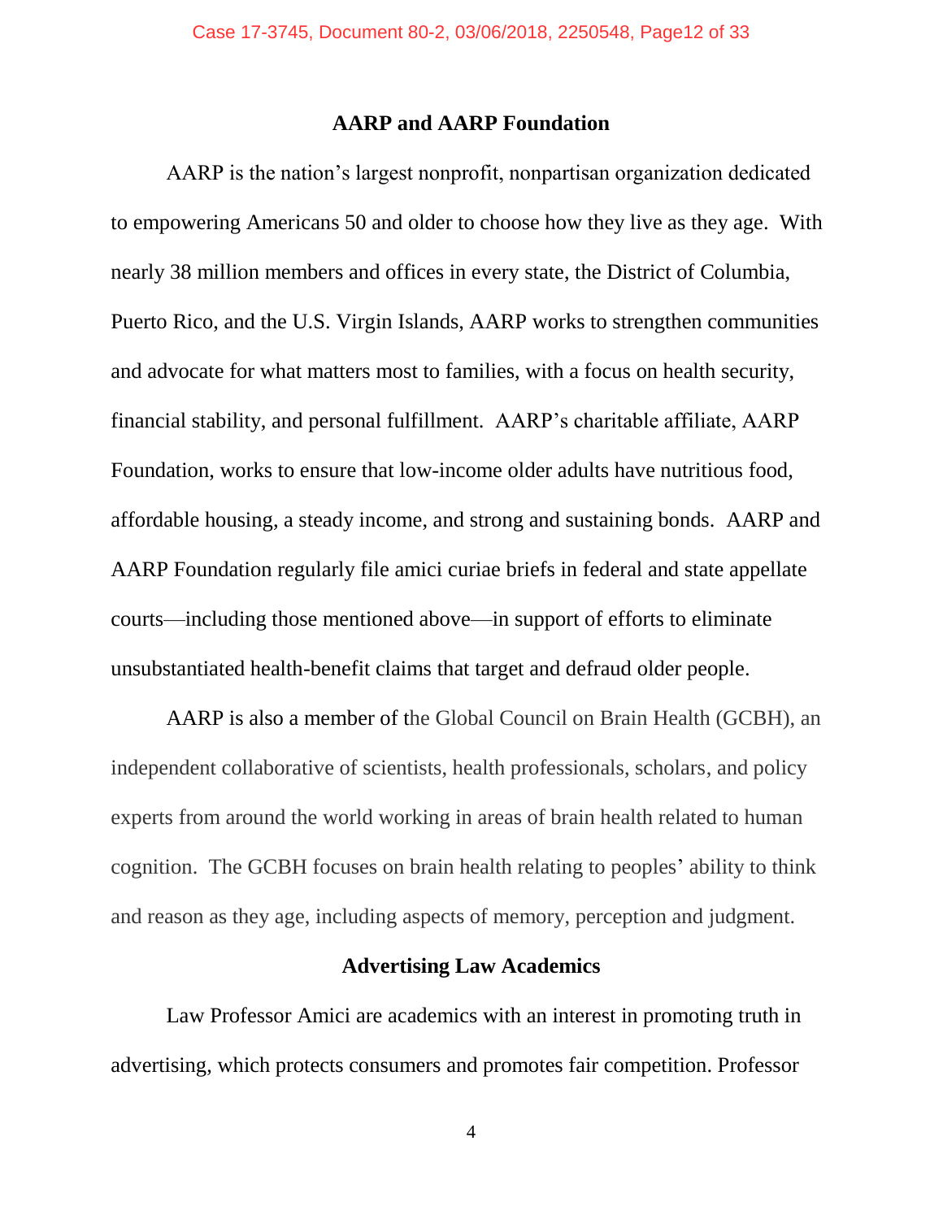### AARP and AARP Foundation

AARP is the nation's largest nonprofit, nonpartisan organization dedicated to empowering Americans 50 and older to choose how they live as they age. With nearly 38 million members and offices in every state, the District of Columbia, Puerto Rico, and the U.S. Virgin Islands, AARP works to strengthen communities and advocate for what matters most to families, with a focus on health security, financial stability, and personal fulfillment. AARP's charitable affiliate, AARP Foundation, works to ensure that low-income older adults have nutritious food, affordable housing, a steady income, and strong and sustaining bonds. AARP and AARP Foundation regularly file amici curiae briefs in federal and state appellate courts—including those mentioned above—in support of efforts to eliminate unsubstantiated health-benefit claims that target and defraud older people.

AARP is also a member of the Global Council on Brain Health (GCBH), an independent collaborative of scientists, health professionals, scholars, and policy experts from around the world working in areas of brain health related to human cognition. The GCBH focuses on brain health relating to peoples' ability to think and reason as they age, including aspects of memory, perception and judgment.

### Advertising Law Academics

Law Professor Amici are academics with an interest in promoting truth in advertising, which protects consumers and promotes fair competition. Professor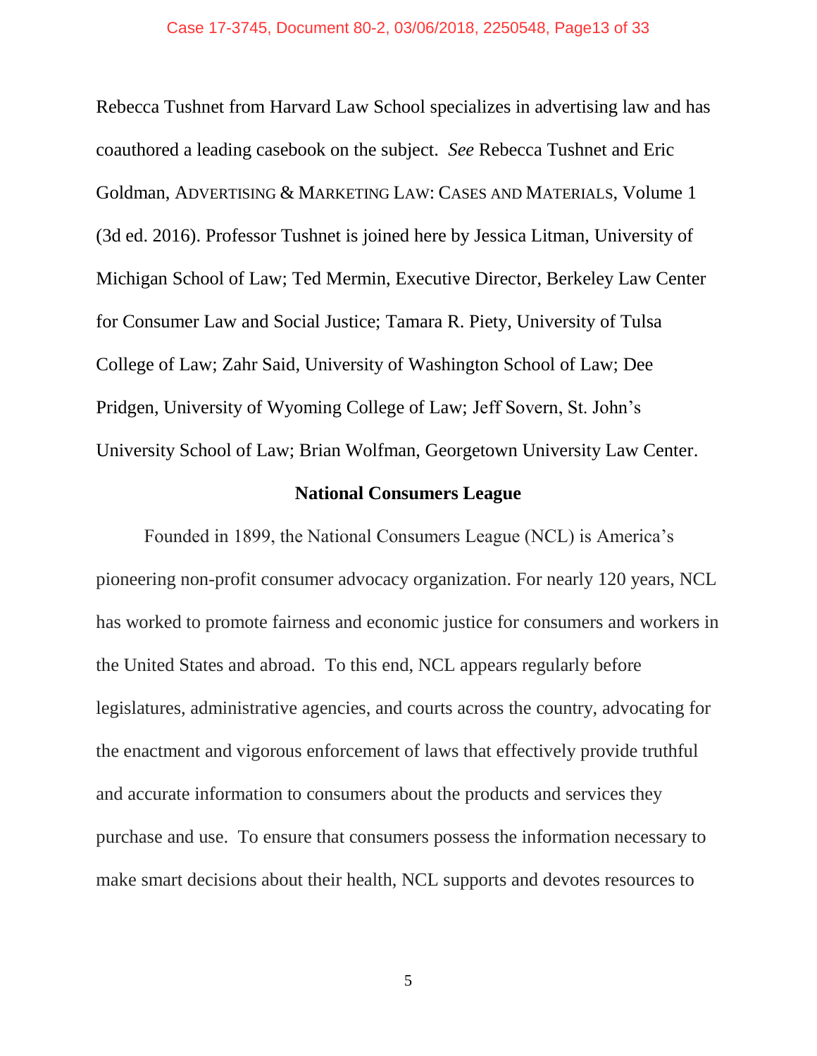Rebecca Tushnet from Harvard Law School specializes in advertising law and has coauthored a leading casebook on the subject. *See* Rebecca Tushnet and Eric Goldman, ADVERTISING & MARKETING LAW: CASES AND MATERIALS, Volume 1 (3d ed. 2016). Professor Tushnet is joined here by Jessica Litman, University of Michigan School of Law; Ted Mermin, Executive Director, Berkeley Law Center for Consumer Law and Social Justice; Tamara R. Piety, University of Tulsa College of Law; Zahr Said, University of Washington School of Law; Dee Pridgen, University of Wyoming College of Law; Jeff Sovern, St. John's University School of Law; Brian Wolfman, Georgetown University Law Center.

**National Consumers League**

Founded in 1899, the National Consumers League (NCL) is America's pioneering non-profit consumer advocacy organization. For nearly 120 years, NCL has worked to promote fairness and economic justice for consumers and workers in the United States and abroad. To this end, NCL appears regularly before legislatures, administrative agencies, and courts across the country, advocating for the enactment and vigorous enforcement of laws that effectively provide truthful and accurate information to consumers about the products and services they purchase and use. To ensure that consumers possess the information necessary to make smart decisions about their health, NCL supports and devotes resources to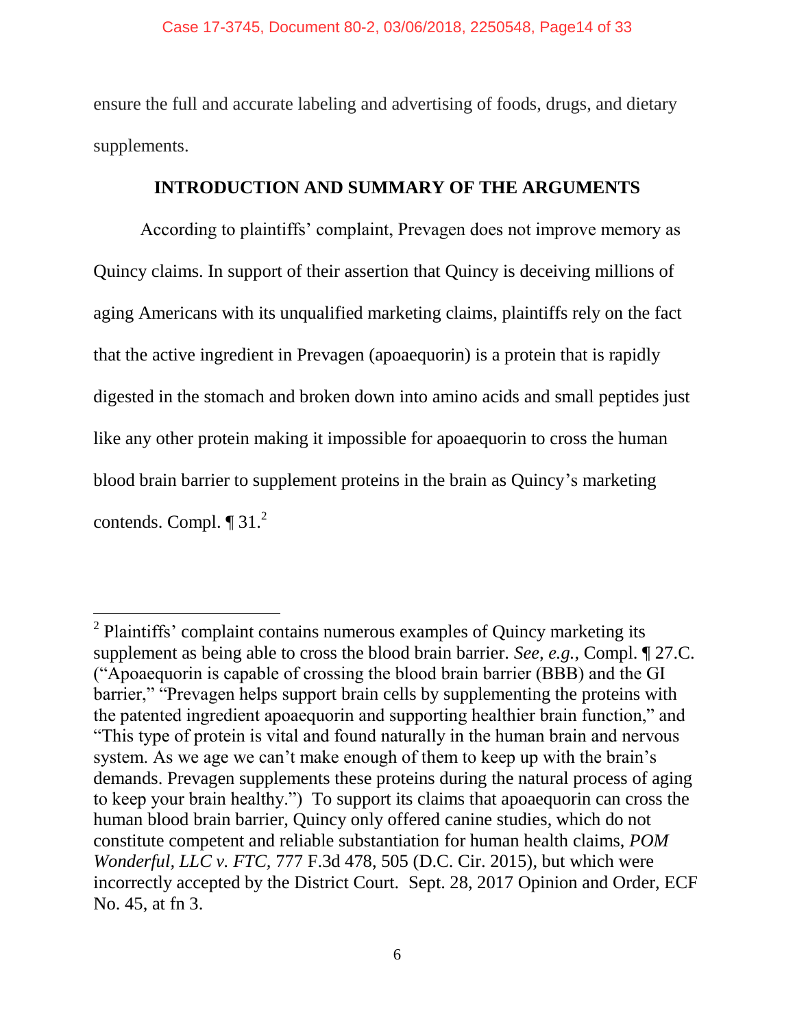ensure the full and accurate labeling and advertising of foods, drugs, and dietary supplements.

## INTRODUCTION AND SUMMARY OF THE ARGUMENTS

According to plaintiffs' complaint, Prevagen does not improve memory as Quincy claims. In support of their assertion that Quincy is deceiving millions of aging Americans with its unqualified marketing claims, plaintiffs rely on the fact that the active ingredient in Prevagen (apoaequorin) is a protein that is rapidly digested in the stomach and broken down into amino acids and small peptides just like any other protein making it impossible for apoaequorin to cross the human blood brain barrier to supplement proteins in the brain as Quincy's marketing contends. Compl. ¶ 31.[2]

---

[2] Plaintiffs' complaint contains numerous examples of Quincy marketing its supplement as being able to cross the blood brain barrier. *See, e.g.,* Compl. ¶ 27.C. ("Apoaequorin is capable of crossing the blood brain barrier (BBB) and the GI barrier," "Prevagen helps support brain cells by supplementing the proteins with the patented ingredient apoaequorin and supporting healthier brain function," and "This type of protein is vital and found naturally in the human brain and nervous system. As we age we can't make enough of them to keep up with the brain's demands. Prevagen supplements these proteins during the natural process of aging to keep your brain healthy.") To support its claims that apoaequorin can cross the human blood brain barrier, Quincy only offered canine studies, which do not constitute competent and reliable substantiation for human health claims, *POM Wonderful, LLC v. FTC*, 777 F.3d 478, 505 (D.C. Cir. 2015), but which were incorrectly accepted by the District Court. Sept. 28, 2017 Opinion and Order, ECF No. 45, at fn 3.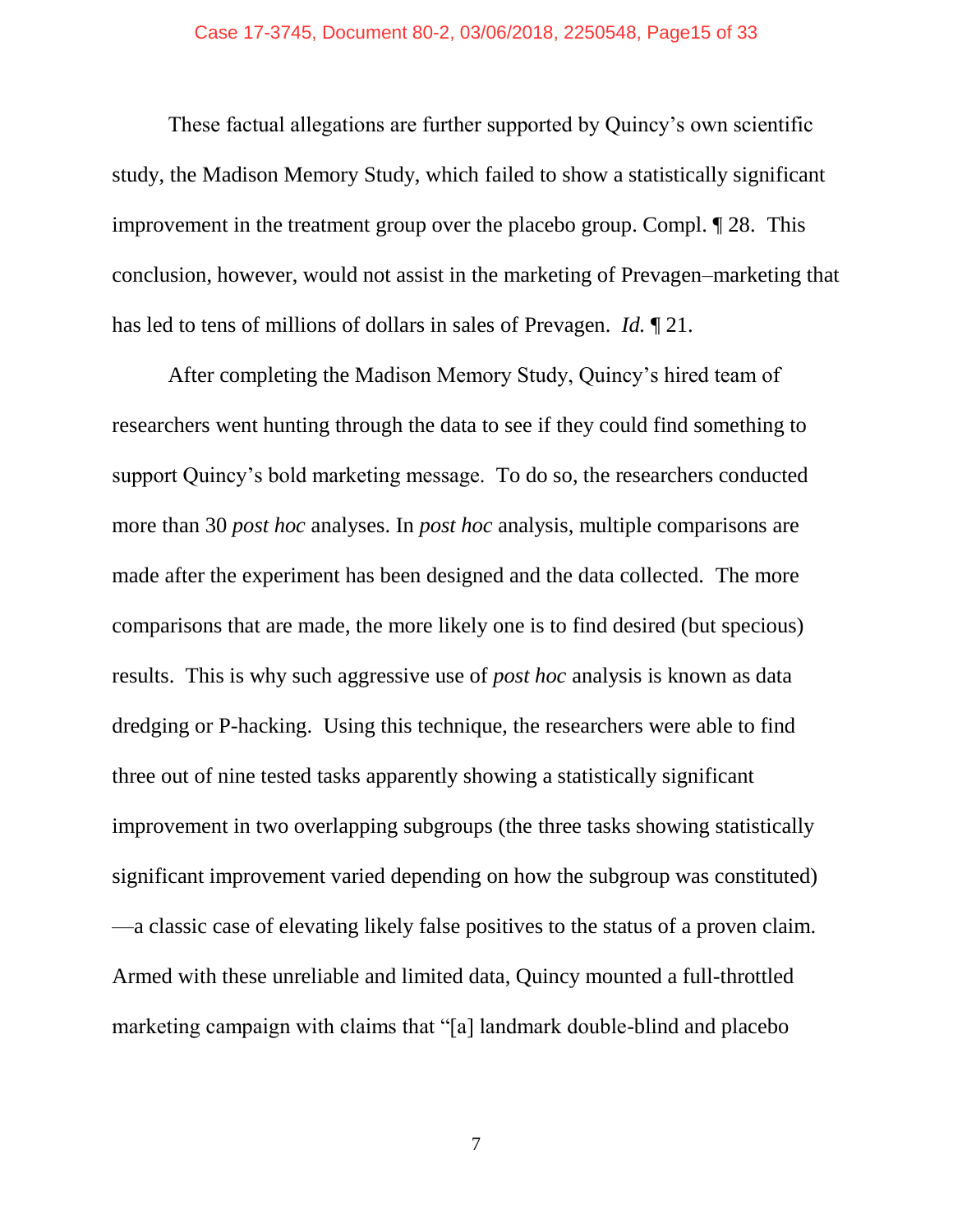These factual allegations are further supported by Quincy's own scientific study, the Madison Memory Study, which failed to show a statistically significant improvement in the treatment group over the placebo group. Compl. ¶ 28. This conclusion, however, would not assist in the marketing of Prevagen–marketing that has led to tens of millions of dollars in sales of Prevagen. *Id.* ¶ 21.

After completing the Madison Memory Study, Quincy's hired team of researchers went hunting through the data to see if they could find something to support Quincy's bold marketing message. To do so, the researchers conducted more than 30 *post hoc* analyses. In *post hoc* analysis, multiple comparisons are made after the experiment has been designed and the data collected. The more comparisons that are made, the more likely one is to find desired (but specious) results. This is why such aggressive use of *post hoc* analysis is known as data dredging or P-hacking. Using this technique, the researchers were able to find three out of nine tested tasks apparently showing a statistically significant improvement in two overlapping subgroups (the three tasks showing statistically significant improvement varied depending on how the subgroup was constituted) —a classic case of elevating likely false positives to the status of a proven claim. Armed with these unreliable and limited data, Quincy mounted a full-throttled marketing campaign with claims that "[a] landmark double-blind and placebo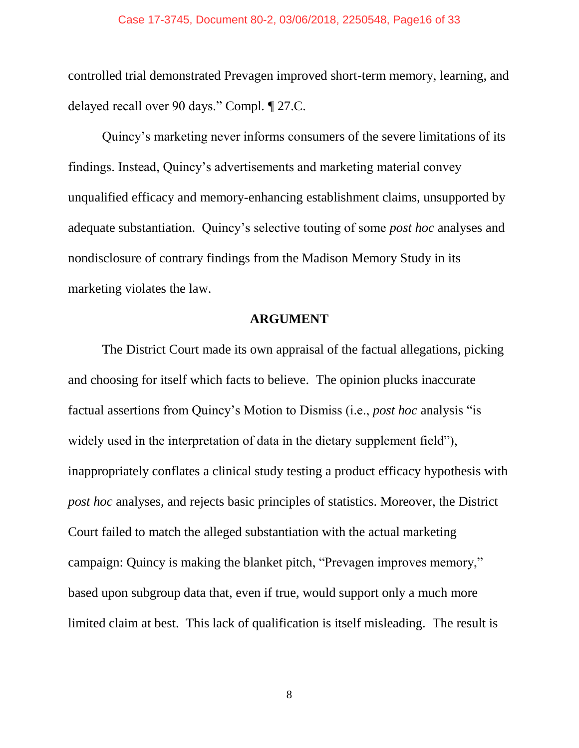controlled trial demonstrated Prevagen improved short-term memory, learning, and delayed recall over 90 days." Compl. ¶ 27.C.

Quincy's marketing never informs consumers of the severe limitations of its findings. Instead, Quincy's advertisements and marketing material convey unqualified efficacy and memory-enhancing establishment claims, unsupported by adequate substantiation. Quincy's selective touting of some *post hoc* analyses and nondisclosure of contrary findings from the Madison Memory Study in its marketing violates the law.

## ARGUMENT

The District Court made its own appraisal of the factual allegations, picking and choosing for itself which facts to believe. The opinion plucks inaccurate factual assertions from Quincy's Motion to Dismiss (i.e., *post hoc* analysis "is widely used in the interpretation of data in the dietary supplement field"), inappropriately conflates a clinical study testing a product efficacy hypothesis with *post hoc* analyses, and rejects basic principles of statistics. Moreover, the District Court failed to match the alleged substantiation with the actual marketing campaign: Quincy is making the blanket pitch, "Prevagen improves memory," based upon subgroup data that, even if true, would support only a much more limited claim at best. This lack of qualification is itself misleading. The result is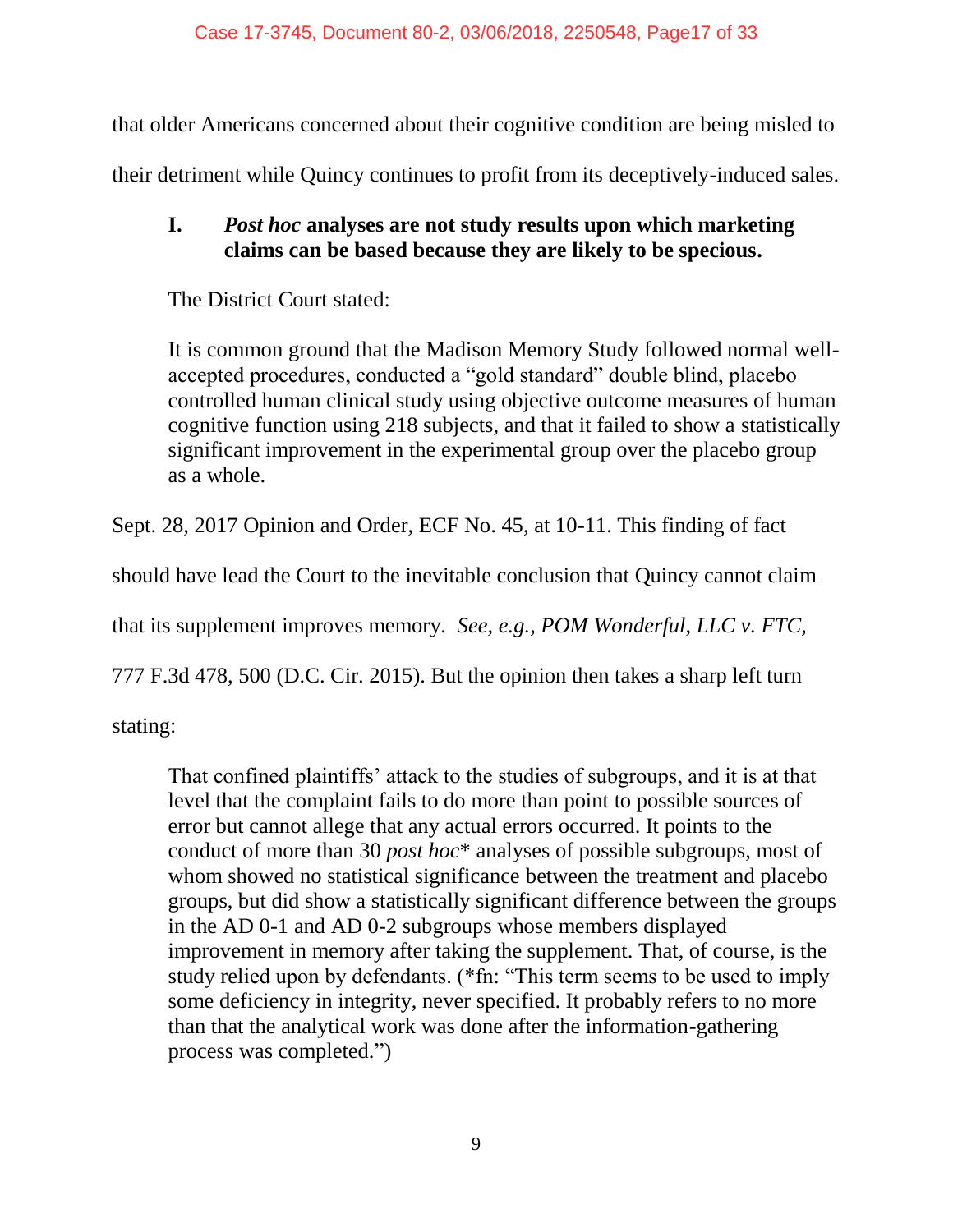that older Americans concerned about their cognitive condition are being misled to their detriment while Quincy continues to profit from its deceptively-induced sales.

### I. *Post hoc* analyses are not study results upon which marketing claims can be based because they are likely to be specious.

The District Court stated:

> It is common ground that the Madison Memory Study followed normal well-accepted procedures, conducted a "gold standard" double blind, placebo controlled human clinical study using objective outcome measures of human cognitive function using 218 subjects, and that it failed to show a statistically significant improvement in the experimental group over the placebo group as a whole.

Sept. 28, 2017 Opinion and Order, ECF No. 45, at 10-11. This finding of fact should have lead the Court to the inevitable conclusion that Quincy cannot claim that its supplement improves memory. *See, e.g., POM Wonderful, LLC v. FTC*, 777 F.3d 478, 500 (D.C. Cir. 2015). But the opinion then takes a sharp left turn stating:

> That confined plaintiffs' attack to the studies of subgroups, and it is at that level that the complaint fails to do more than point to possible sources of error but cannot allege that any actual errors occurred. It points to the conduct of more than 30 *post hoc*\* analyses of possible subgroups, most of whom showed no statistical significance between the treatment and placebo groups, but did show a statistically significant difference between the groups in the AD 0-1 and AD 0-2 subgroups whose members displayed improvement in memory after taking the supplement. That, of course, is the study relied upon by defendants. (\*fn: "This term seems to be used to imply some deficiency in integrity, never specified. It probably refers to no more than that the analytical work was done after the information-gathering process was completed.")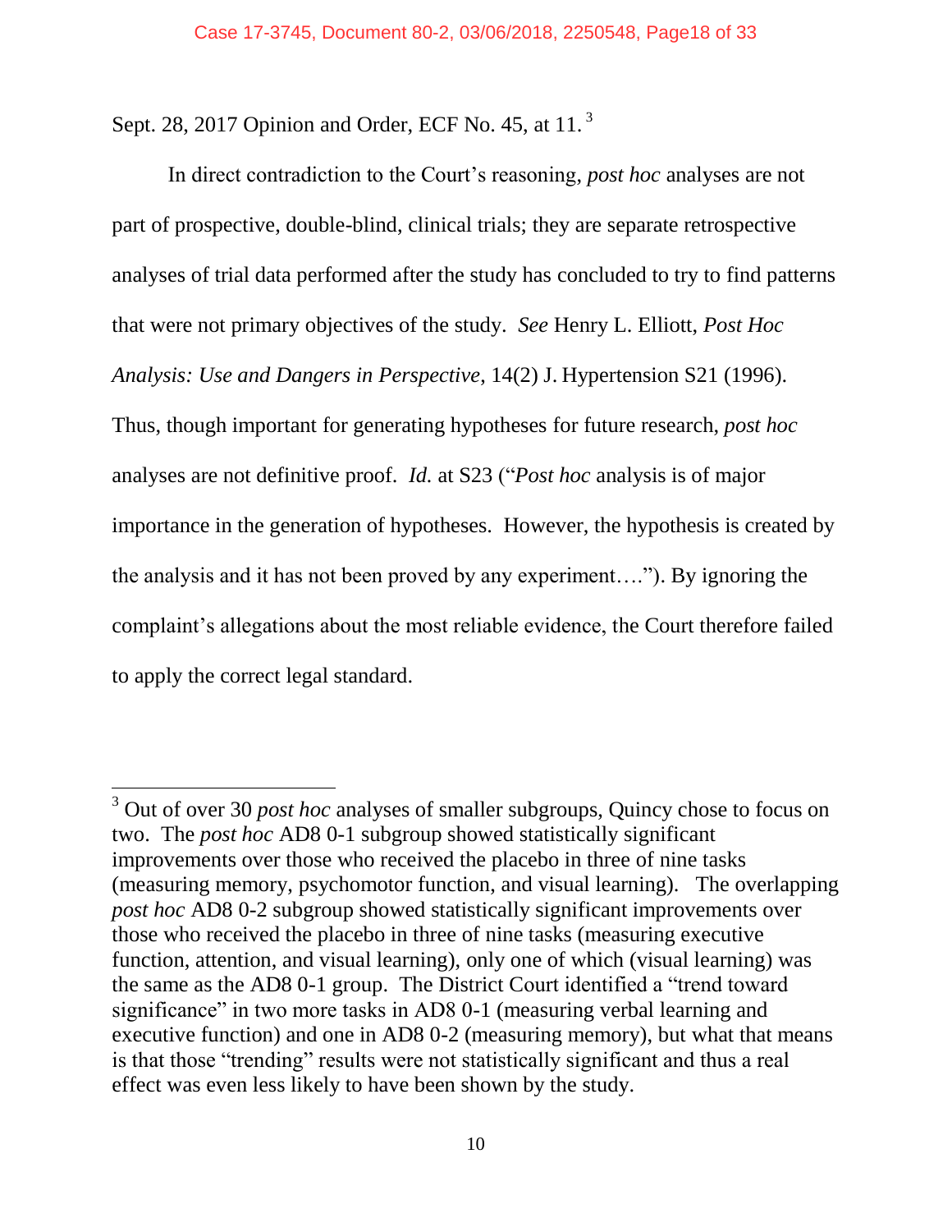Sept. 28, 2017 Opinion and Order, ECF No. 45, at 11.[3]

In direct contradiction to the Court's reasoning, *post hoc* analyses are not part of prospective, double-blind, clinical trials; they are separate retrospective analyses of trial data performed after the study has concluded to try to find patterns that were not primary objectives of the study. *See* Henry L. Elliott, *Post Hoc Analysis: Use and Dangers in Perspective*, 14(2) J. Hypertension S21 (1996). Thus, though important for generating hypotheses for future research, *post hoc* analyses are not definitive proof. *Id.* at S23 ("*Post hoc* analysis is of major importance in the generation of hypotheses. However, the hypothesis is created by the analysis and it has not been proved by any experiment…."). By ignoring the complaint's allegations about the most reliable evidence, the Court therefore failed to apply the correct legal standard.

---

[3] Out of over 30 *post hoc* analyses of smaller subgroups, Quincy chose to focus on two. The *post hoc* AD8 0-1 subgroup showed statistically significant improvements over those who received the placebo in three of nine tasks (measuring memory, psychomotor function, and visual learning). The overlapping *post hoc* AD8 0-2 subgroup showed statistically significant improvements over those who received the placebo in three of nine tasks (measuring executive function, attention, and visual learning), only one of which (visual learning) was the same as the AD8 0-1 group. The District Court identified a "trend toward significance" in two more tasks in AD8 0-1 (measuring verbal learning and executive function) and one in AD8 0-2 (measuring memory), but what that means is that those "trending" results were not statistically significant and thus a real effect was even less likely to have been shown by the study.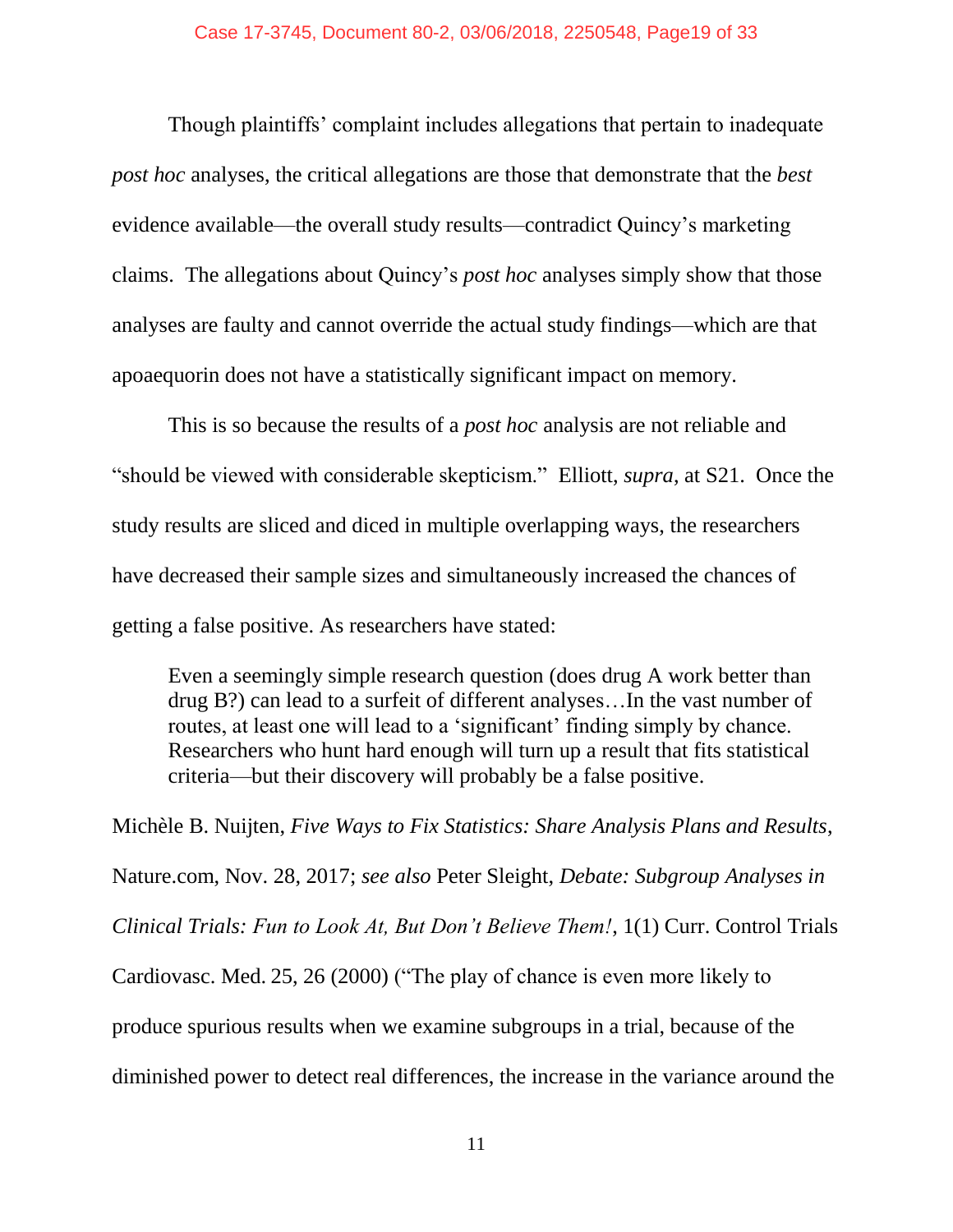Though plaintiffs' complaint includes allegations that pertain to inadequate *post hoc* analyses, the critical allegations are those that demonstrate that the *best* evidence available—the overall study results—contradict Quincy's marketing claims. The allegations about Quincy's *post hoc* analyses simply show that those analyses are faulty and cannot override the actual study findings—which are that apoaequorin does not have a statistically significant impact on memory.

This is so because the results of a *post hoc* analysis are not reliable and "should be viewed with considerable skepticism." Elliott, *supra*, at S21. Once the study results are sliced and diced in multiple overlapping ways, the researchers have decreased their sample sizes and simultaneously increased the chances of getting a false positive. As researchers have stated:

> Even a seemingly simple research question (does drug A work better than drug B?) can lead to a surfeit of different analyses…In the vast number of routes, at least one will lead to a 'significant' finding simply by chance. Researchers who hunt hard enough will turn up a result that fits statistical criteria—but their discovery will probably be a false positive.

Michèle B. Nuijten, *Five Ways to Fix Statistics: Share Analysis Plans and Results*, Nature.com, Nov. 28, 2017; *see also* Peter Sleight, *Debate: Subgroup Analyses in Clinical Trials: Fun to Look At, But Don't Believe Them!*, 1(1) Curr. Control Trials Cardiovasc. Med. 25, 26 (2000) ("The play of chance is even more likely to produce spurious results when we examine subgroups in a trial, because of the diminished power to detect real differences, the increase in the variance around the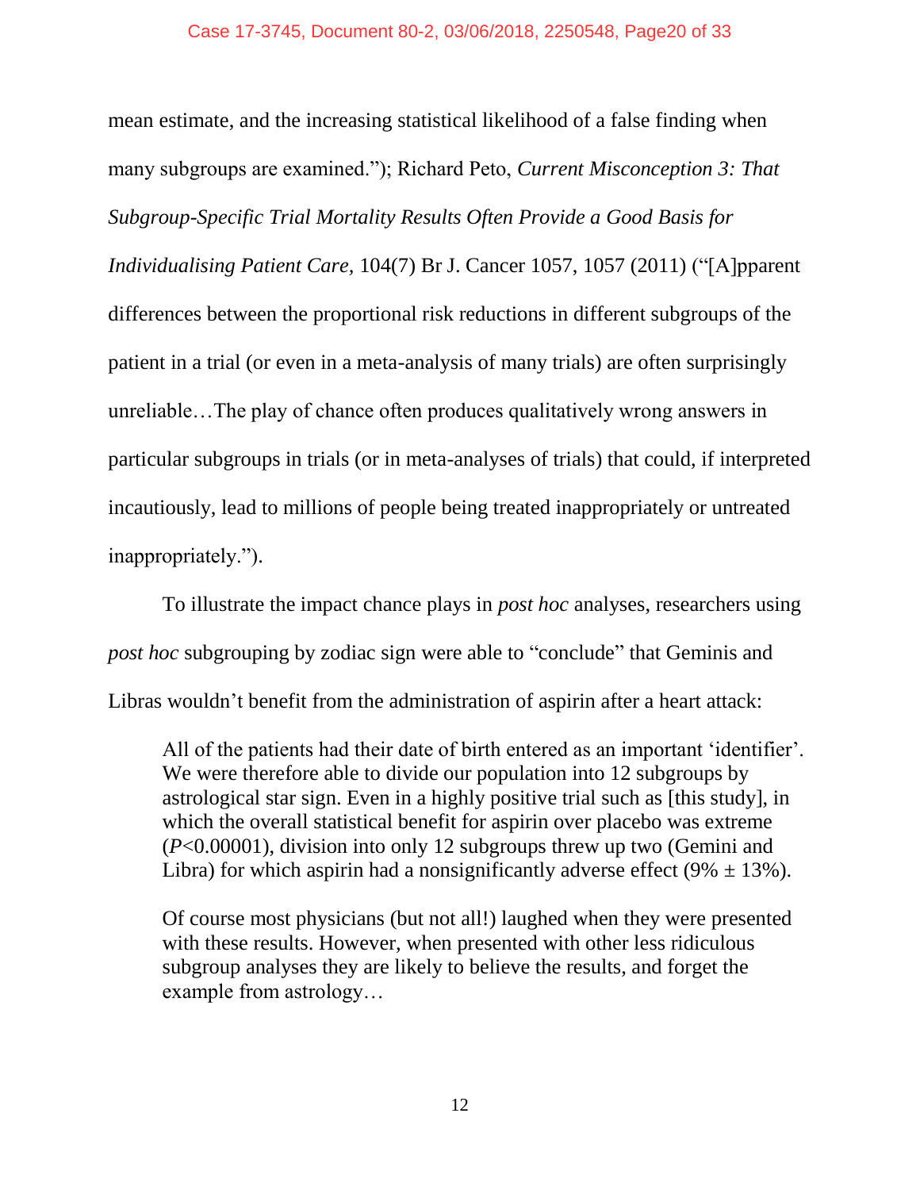mean estimate, and the increasing statistical likelihood of a false finding when many subgroups are examined."); Richard Peto, *Current Misconception 3: That Subgroup-Specific Trial Mortality Results Often Provide a Good Basis for Individualising Patient Care,* 104(7) Br J. Cancer 1057, 1057 (2011) ("[A]pparent differences between the proportional risk reductions in different subgroups of the patient in a trial (or even in a meta-analysis of many trials) are often surprisingly unreliable…The play of chance often produces qualitatively wrong answers in particular subgroups in trials (or in meta-analyses of trials) that could, if interpreted incautiously, lead to millions of people being treated inappropriately or untreated inappropriately.").

To illustrate the impact chance plays in *post hoc* analyses, researchers using *post hoc* subgrouping by zodiac sign were able to "conclude" that Geminis and Libras wouldn't benefit from the administration of aspirin after a heart attack:

> All of the patients had their date of birth entered as an important 'identifier'. We were therefore able to divide our population into 12 subgroups by astrological star sign. Even in a highly positive trial such as [this study], in which the overall statistical benefit for aspirin over placebo was extreme ($P$<0.00001), division into only 12 subgroups threw up two (Gemini and Libra) for which aspirin had a nonsignificantly adverse effect (9% ± 13%).
>
> Of course most physicians (but not all!) laughed when they were presented with these results. However, when presented with other less ridiculous subgroup analyses they are likely to believe the results, and forget the example from astrology…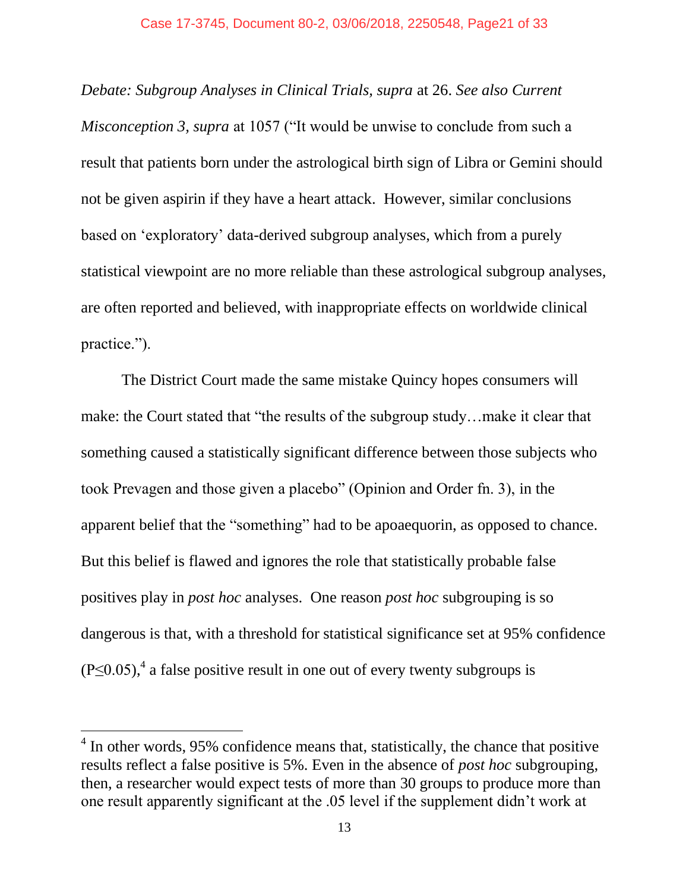*Debate: Subgroup Analyses in Clinical Trials, supra* at 26. *See also Current Misconception 3, supra* at 1057 ("It would be unwise to conclude from such a result that patients born under the astrological birth sign of Libra or Gemini should not be given aspirin if they have a heart attack. However, similar conclusions based on 'exploratory' data-derived subgroup analyses, which from a purely statistical viewpoint are no more reliable than these astrological subgroup analyses, are often reported and believed, with inappropriate effects on worldwide clinical practice.").

The District Court made the same mistake Quincy hopes consumers will make: the Court stated that "the results of the subgroup study…make it clear that something caused a statistically significant difference between those subjects who took Prevagen and those given a placebo" (Opinion and Order fn. 3), in the apparent belief that the "something" had to be apoaequorin, as opposed to chance. But this belief is flawed and ignores the role that statistically probable false positives play in *post hoc* analyses. One reason *post hoc* subgrouping is so dangerous is that, with a threshold for statistical significance set at 95% confidence ($P \leq 0.05$),[4] a false positive result in one out of every twenty subgroups is

---

[4] In other words, 95% confidence means that, statistically, the chance that positive results reflect a false positive is 5%. Even in the absence of *post hoc* subgrouping, then, a researcher would expect tests of more than 30 groups to produce more than one result apparently significant at the .05 level if the supplement didn't work at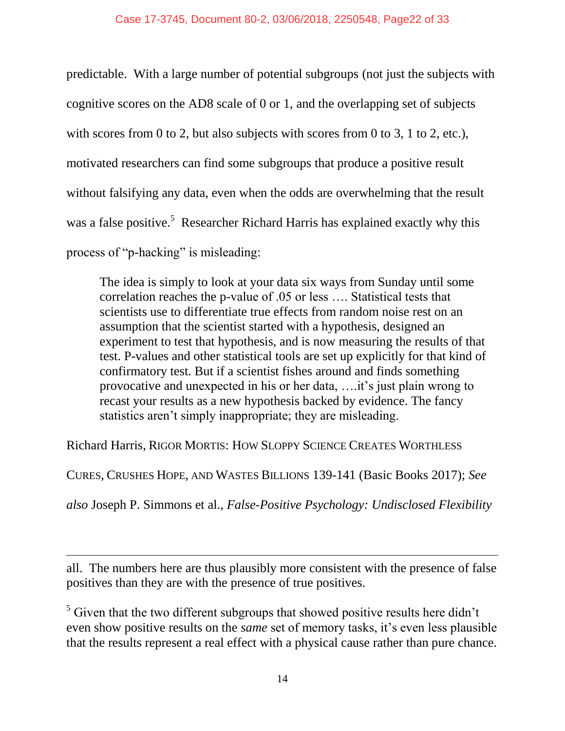predictable. With a large number of potential subgroups (not just the subjects with cognitive scores on the AD8 scale of 0 or 1, and the overlapping set of subjects with scores from 0 to 2, but also subjects with scores from 0 to 3, 1 to 2, etc.), motivated researchers can find some subgroups that produce a positive result without falsifying any data, even when the odds are overwhelming that the result was a false positive.[5] Researcher Richard Harris has explained exactly why this process of "p-hacking" is misleading:

> The idea is simply to look at your data six ways from Sunday until some correlation reaches the p-value of .05 or less …. Statistical tests that scientists use to differentiate true effects from random noise rest on an assumption that the scientist started with a hypothesis, designed an experiment to test that hypothesis, and is now measuring the results of that test. P-values and other statistical tools are set up explicitly for that kind of confirmatory test. But if a scientist fishes around and finds something provocative and unexpected in his or her data, ….it's just plain wrong to recast your results as a new hypothesis backed by evidence. The fancy statistics aren't simply inappropriate; they are misleading.

Richard Harris, RIGOR MORTIS: HOW SLOPPY SCIENCE CREATES WORTHLESS CURES, CRUSHES HOPE, AND WASTES BILLIONS 139-141 (Basic Books 2017); *See also* Joseph P. Simmons et al., *False-Positive Psychology: Undisclosed Flexibility*

---

all. The numbers here are thus plausibly more consistent with the presence of false positives than they are with the presence of true positives.

[5] Given that the two different subgroups that showed positive results here didn't even show positive results on the *same* set of memory tasks, it's even less plausible that the results represent a real effect with a physical cause rather than pure chance.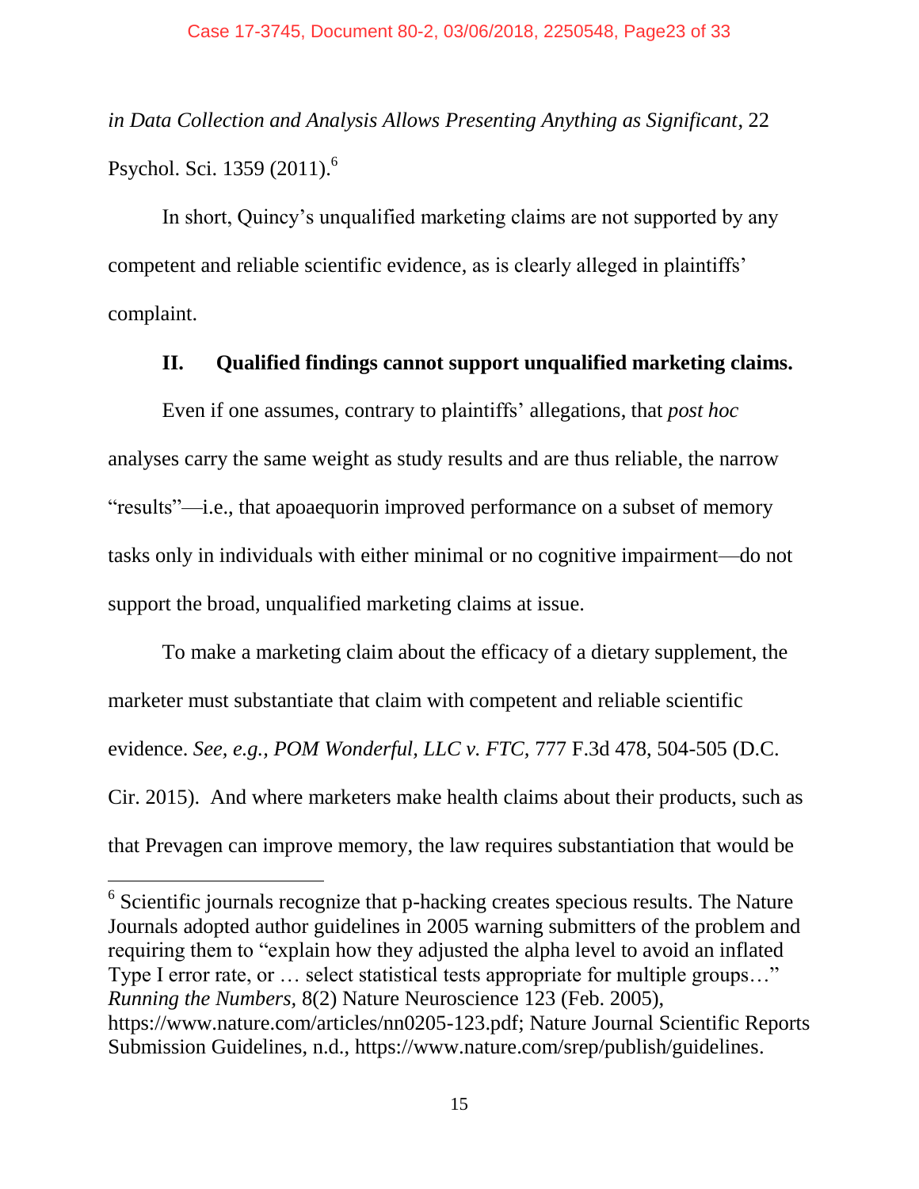*in Data Collection and Analysis Allows Presenting Anything as Significant*, 22 Psychol. Sci. 1359 (2011).[6]

In short, Quincy's unqualified marketing claims are not supported by any competent and reliable scientific evidence, as is clearly alleged in plaintiffs' complaint.

## II. Qualified findings cannot support unqualified marketing claims.

Even if one assumes, contrary to plaintiffs' allegations, that *post hoc* analyses carry the same weight as study results and are thus reliable, the narrow "results"—i.e., that apoaequorin improved performance on a subset of memory tasks only in individuals with either minimal or no cognitive impairment—do not support the broad, unqualified marketing claims at issue.

To make a marketing claim about the efficacy of a dietary supplement, the marketer must substantiate that claim with competent and reliable scientific evidence. *See, e.g., POM Wonderful, LLC v. FTC,* 777 F.3d 478, 504-505 (D.C. Cir. 2015). And where marketers make health claims about their products, such as that Prevagen can improve memory, the law requires substantiation that would be

---

[6] Scientific journals recognize that p-hacking creates specious results. The Nature Journals adopted author guidelines in 2005 warning submitters of the problem and requiring them to "explain how they adjusted the alpha level to avoid an inflated Type I error rate, or … select statistical tests appropriate for multiple groups…" *Running the Numbers*, 8(2) Nature Neuroscience 123 (Feb. 2005), https://www.nature.com/articles/nn0205-123.pdf; Nature Journal Scientific Reports Submission Guidelines, n.d., https://www.nature.com/srep/publish/guidelines.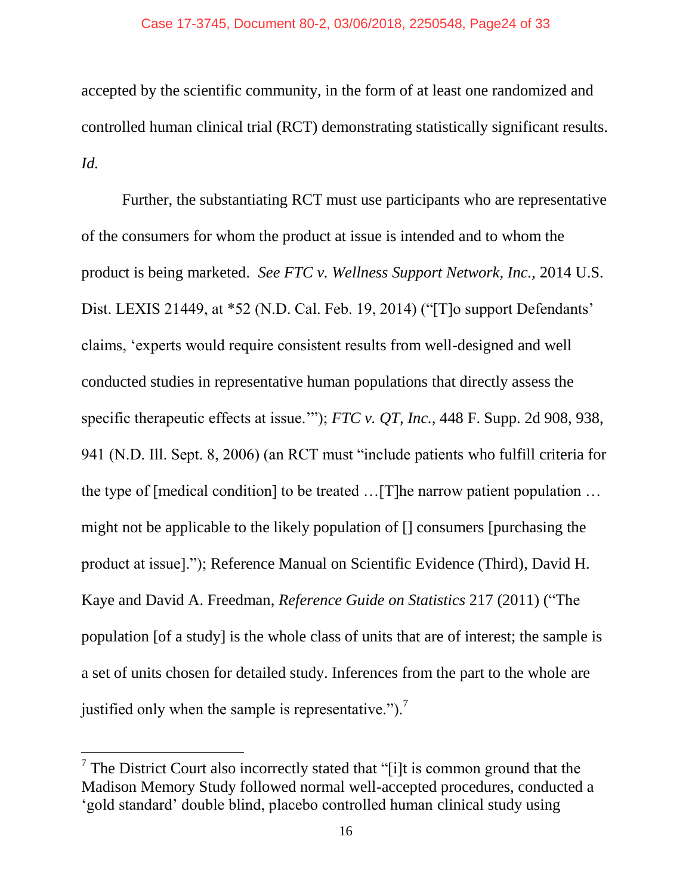accepted by the scientific community, in the form of at least one randomized and controlled human clinical trial (RCT) demonstrating statistically significant results. *Id.*

Further, the substantiating RCT must use participants who are representative of the consumers for whom the product at issue is intended and to whom the product is being marketed. *See FTC v. Wellness Support Network, Inc.,* 2014 U.S. Dist. LEXIS 21449, at *52 (N.D. Cal. Feb. 19, 2014) ("[T]o support Defendants' claims, 'experts would require consistent results from well-designed and well conducted studies in representative human populations that directly assess the specific therapeutic effects at issue.'"); *FTC v. QT, Inc.,* 448 F. Supp. 2d 908, 938, 941 (N.D. Ill. Sept. 8, 2006) (an RCT must "include patients who fulfill criteria for the type of [medical condition] to be treated …[T]he narrow patient population … might not be applicable to the likely population of [] consumers [purchasing the product at issue]."); Reference Manual on Scientific Evidence (Third), David H. Kaye and David A. Freedman, *Reference Guide on Statistics* 217 (2011) ("The population [of a study] is the whole class of units that are of interest; the sample is a set of units chosen for detailed study. Inferences from the part to the whole are justified only when the sample is representative.").[7]

---

[7] The District Court also incorrectly stated that "[i]t is common ground that the Madison Memory Study followed normal well-accepted procedures, conducted a 'gold standard' double blind, placebo controlled human clinical study using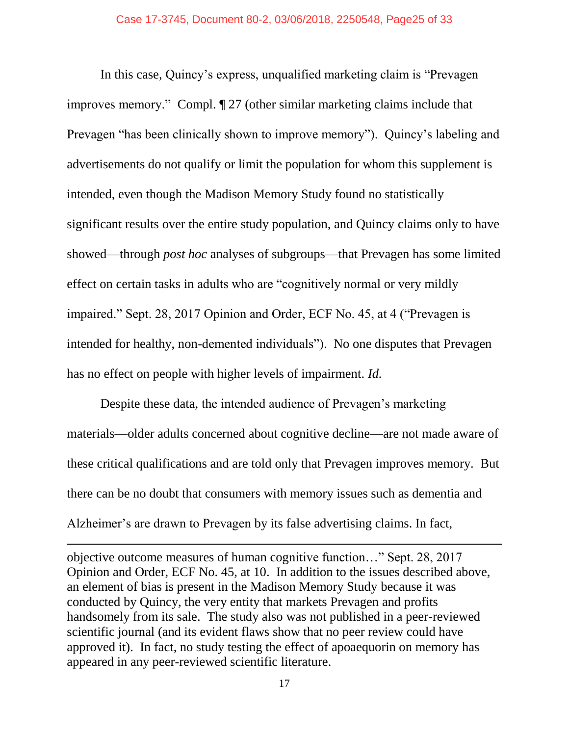In this case, Quincy's express, unqualified marketing claim is "Prevagen improves memory." Compl. ¶ 27 (other similar marketing claims include that Prevagen "has been clinically shown to improve memory"). Quincy's labeling and advertisements do not qualify or limit the population for whom this supplement is intended, even though the Madison Memory Study found no statistically significant results over the entire study population, and Quincy claims only to have showed—through *post hoc* analyses of subgroups—that Prevagen has some limited effect on certain tasks in adults who are "cognitively normal or very mildly impaired." Sept. 28, 2017 Opinion and Order, ECF No. 45, at 4 ("Prevagen is intended for healthy, non-demented individuals"). No one disputes that Prevagen has no effect on people with higher levels of impairment. *Id.*

Despite these data, the intended audience of Prevagen's marketing materials—older adults concerned about cognitive decline—are not made aware of these critical qualifications and are told only that Prevagen improves memory. But there can be no doubt that consumers with memory issues such as dementia and Alzheimer's are drawn to Prevagen by its false advertising claims. In fact,

---

objective outcome measures of human cognitive function…" Sept. 28, 2017 Opinion and Order, ECF No. 45, at 10. In addition to the issues described above, an element of bias is present in the Madison Memory Study because it was conducted by Quincy, the very entity that markets Prevagen and profits handsomely from its sale. The study also was not published in a peer-reviewed scientific journal (and its evident flaws show that no peer review could have approved it). In fact, no study testing the effect of apoaequorin on memory has appeared in any peer-reviewed scientific literature.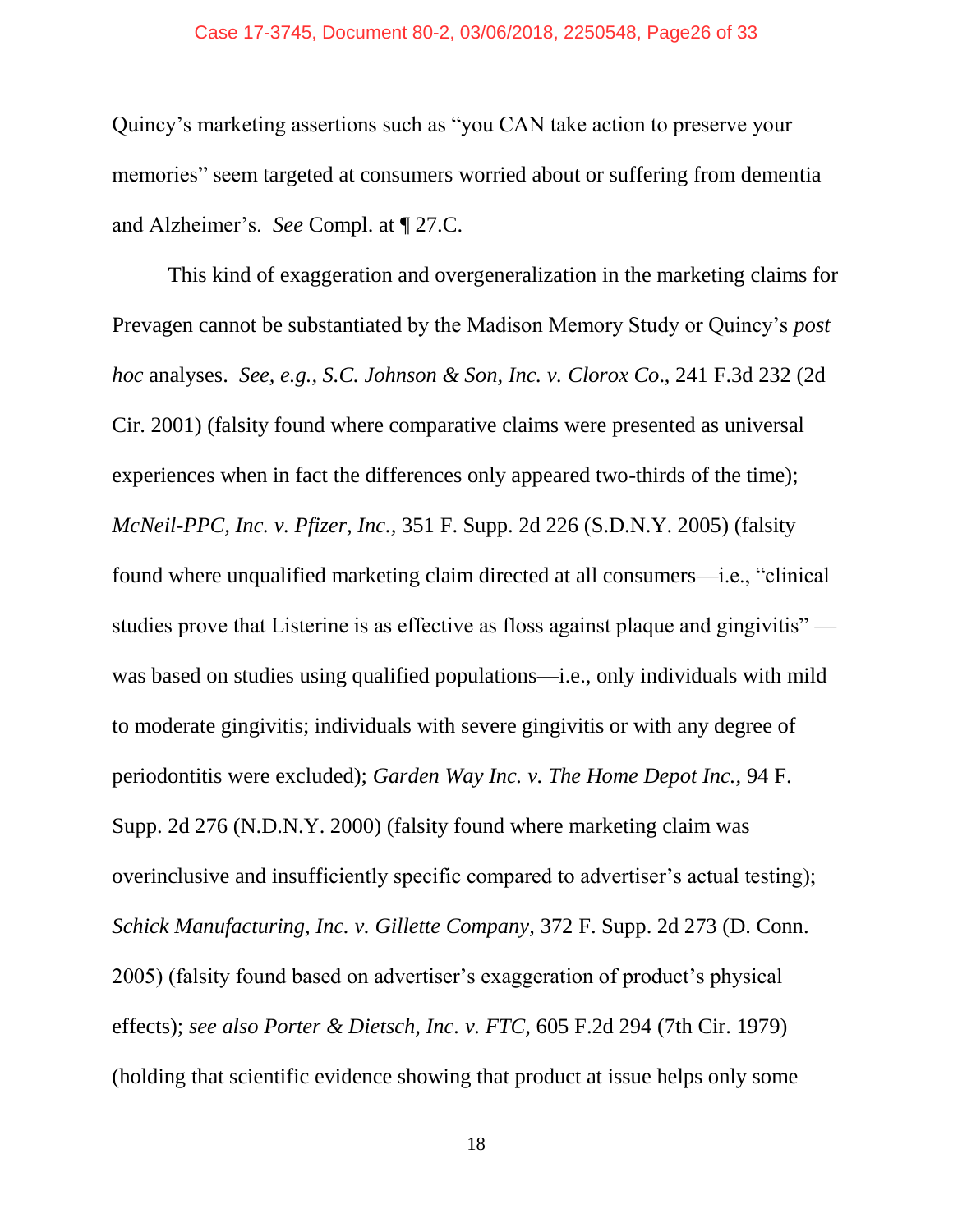Quincy's marketing assertions such as "you CAN take action to preserve your memories" seem targeted at consumers worried about or suffering from dementia and Alzheimer's. *See* Compl. at ¶ 27.C.

This kind of exaggeration and overgeneralization in the marketing claims for Prevagen cannot be substantiated by the Madison Memory Study or Quincy's *post hoc* analyses. *See, e.g., S.C. Johnson & Son, Inc. v. Clorox Co*., 241 F.3d 232 (2d Cir. 2001) (falsity found where comparative claims were presented as universal experiences when in fact the differences only appeared two-thirds of the time); *McNeil-PPC, Inc. v. Pfizer, Inc.*, 351 F. Supp. 2d 226 (S.D.N.Y. 2005) (falsity found where unqualified marketing claim directed at all consumers—i.e., "clinical studies prove that Listerine is as effective as floss against plaque and gingivitis" — was based on studies using qualified populations—i.e., only individuals with mild to moderate gingivitis; individuals with severe gingivitis or with any degree of periodontitis were excluded); *Garden Way Inc. v. The Home Depot Inc.,* 94 F. Supp. 2d 276 (N.D.N.Y. 2000) (falsity found where marketing claim was overinclusive and insufficiently specific compared to advertiser's actual testing); *Schick Manufacturing, Inc. v. Gillette Company,* 372 F. Supp. 2d 273 (D. Conn. 2005) (falsity found based on advertiser's exaggeration of product's physical effects); *see also Porter & Dietsch, Inc. v. FTC,* 605 F.2d 294 (7th Cir. 1979) (holding that scientific evidence showing that product at issue helps only some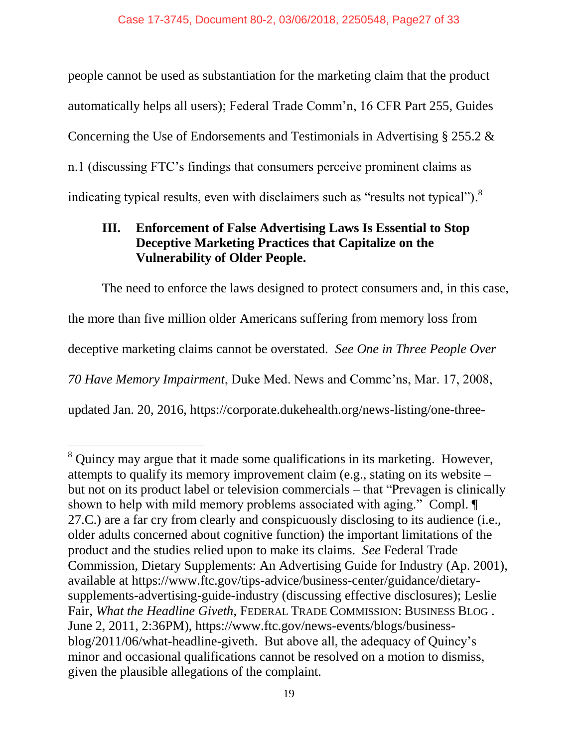people cannot be used as substantiation for the marketing claim that the product automatically helps all users); Federal Trade Comm'n, 16 CFR Part 255, Guides Concerning the Use of Endorsements and Testimonials in Advertising § 255.2 & n.1 (discussing FTC's findings that consumers perceive prominent claims as indicating typical results, even with disclaimers such as "results not typical").[8]

### III. Enforcement of False Advertising Laws Is Essential to Stop Deceptive Marketing Practices that Capitalize on the Vulnerability of Older People.

The need to enforce the laws designed to protect consumers and, in this case, the more than five million older Americans suffering from memory loss from deceptive marketing claims cannot be overstated. *See One in Three People Over 70 Have Memory Impairment*, Duke Med. News and Commc'ns, Mar. 17, 2008, updated Jan. 20, 2016, https://corporate.dukehealth.org/news-listing/one-three-

---

[8] Quincy may argue that it made some qualifications in its marketing. However, attempts to qualify its memory improvement claim (e.g., stating on its website – but not on its product label or television commercials – that "Prevagen is clinically shown to help with mild memory problems associated with aging." Compl. ¶ 27.C.) are a far cry from clearly and conspicuously disclosing to its audience (i.e., older adults concerned about cognitive function) the important limitations of the product and the studies relied upon to make its claims. *See* Federal Trade Commission, Dietary Supplements: An Advertising Guide for Industry (Ap. 2001), available at https://www.ftc.gov/tips-advice/business-center/guidance/dietary-supplements-advertising-guide-industry (discussing effective disclosures); Leslie Fair, *What the Headline Giveth*, FEDERAL TRADE COMMISSION: BUSINESS BLOG . June 2, 2011, 2:36PM), https://www.ftc.gov/news-events/blogs/business-blog/2011/06/what-headline-giveth. But above all, the adequacy of Quincy's minor and occasional qualifications cannot be resolved on a motion to dismiss, given the plausible allegations of the complaint.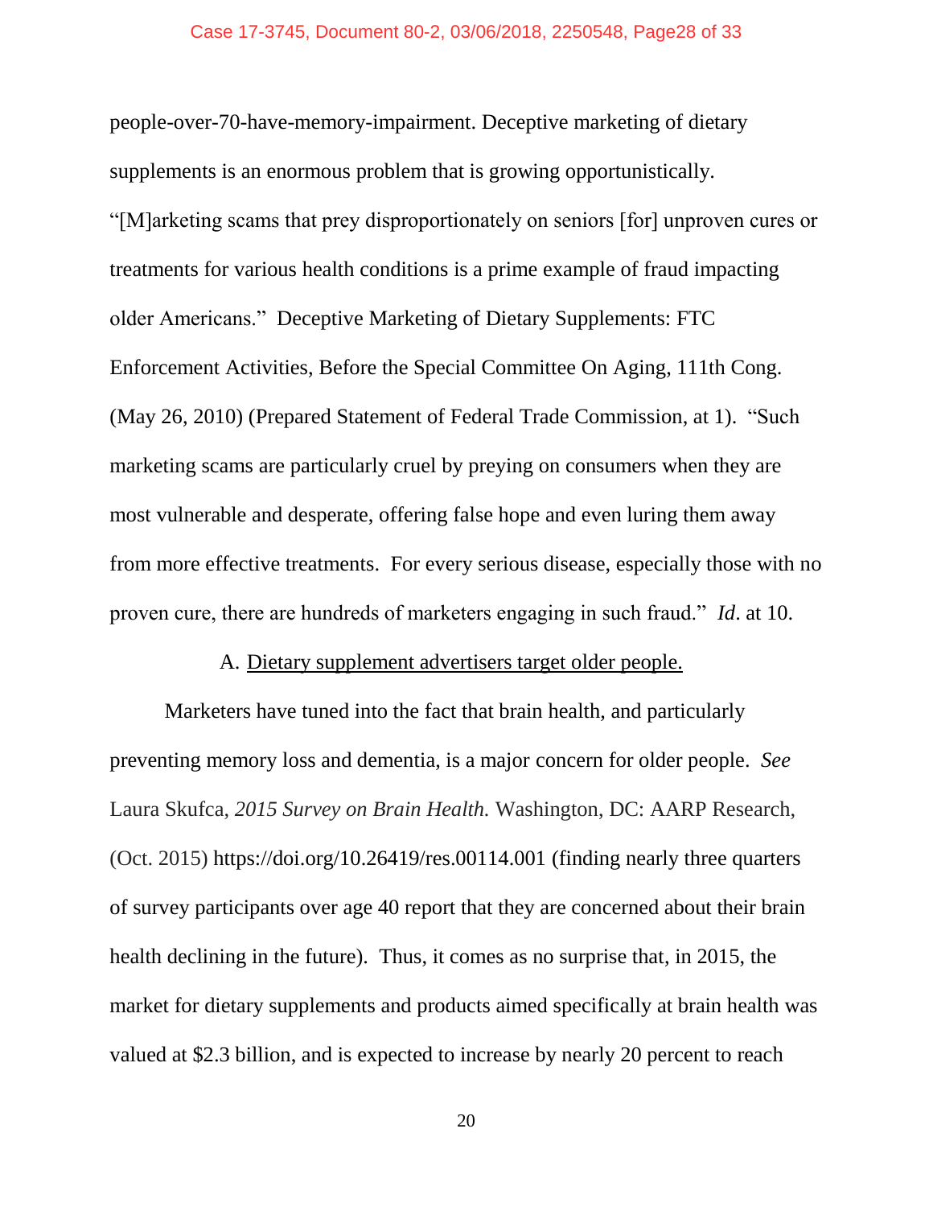people-over-70-have-memory-impairment. Deceptive marketing of dietary supplements is an enormous problem that is growing opportunistically. "[M]arketing scams that prey disproportionately on seniors [for] unproven cures or treatments for various health conditions is a prime example of fraud impacting older Americans." Deceptive Marketing of Dietary Supplements: FTC Enforcement Activities, Before the Special Committee On Aging, 111th Cong. (May 26, 2010) (Prepared Statement of Federal Trade Commission, at 1). "Such marketing scams are particularly cruel by preying on consumers when they are most vulnerable and desperate, offering false hope and even luring them away from more effective treatments. For every serious disease, especially those with no proven cure, there are hundreds of marketers engaging in such fraud." *Id*. at 10.

### A. Dietary supplement advertisers target older people.

Marketers have tuned into the fact that brain health, and particularly preventing memory loss and dementia, is a major concern for older people. *See* Laura Skufca, *2015 Survey on Brain Health.* Washington, DC: AARP Research, (Oct. 2015) https://doi.org/10.26419/res.00114.001 (finding nearly three quarters of survey participants over age 40 report that they are concerned about their brain health declining in the future). Thus, it comes as no surprise that, in 2015, the market for dietary supplements and products aimed specifically at brain health was valued at $2.3 billion, and is expected to increase by nearly 20 percent to reach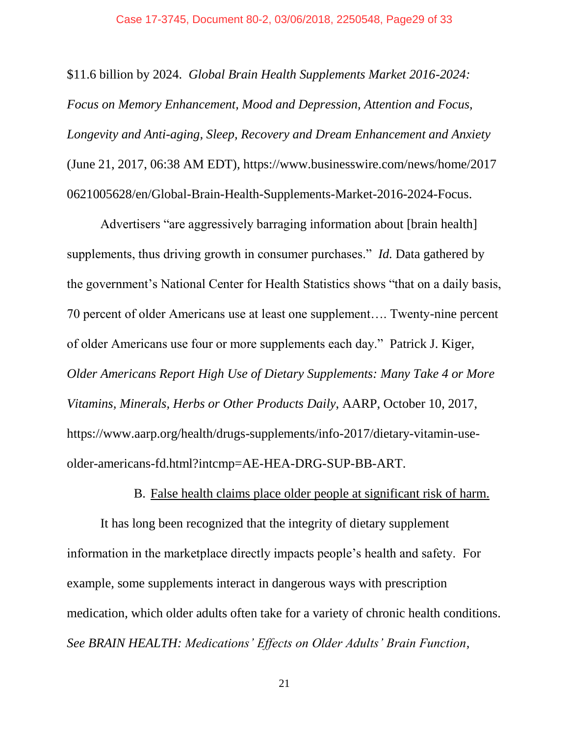$11.6 billion by 2024. *Global Brain Health Supplements Market 2016-2024: Focus on Memory Enhancement, Mood and Depression, Attention and Focus, Longevity and Anti-aging, Sleep, Recovery and Dream Enhancement and Anxiety* (June 21, 2017, 06:38 AM EDT), https://www.businesswire.com/news/home/20170621005628/en/Global-Brain-Health-Supplements-Market-2016-2024-Focus.

Advertisers "are aggressively barraging information about [brain health] supplements, thus driving growth in consumer purchases." *Id.* Data gathered by the government's National Center for Health Statistics shows "that on a daily basis, 70 percent of older Americans use at least one supplement…. Twenty-nine percent of older Americans use four or more supplements each day." Patrick J. Kiger, *Older Americans Report High Use of Dietary Supplements: Many Take 4 or More Vitamins, Minerals, Herbs or Other Products Daily*, AARP, October 10, 2017, https://www.aarp.org/health/drugs-supplements/info-2017/dietary-vitamin-use-older-americans-fd.html?intcmp=AE-HEA-DRG-SUP-BB-ART.

### B. False health claims place older people at significant risk of harm.

It has long been recognized that the integrity of dietary supplement information in the marketplace directly impacts people's health and safety. For example, some supplements interact in dangerous ways with prescription medication, which older adults often take for a variety of chronic health conditions. *See BRAIN HEALTH: Medications' Effects on Older Adults' Brain Function*,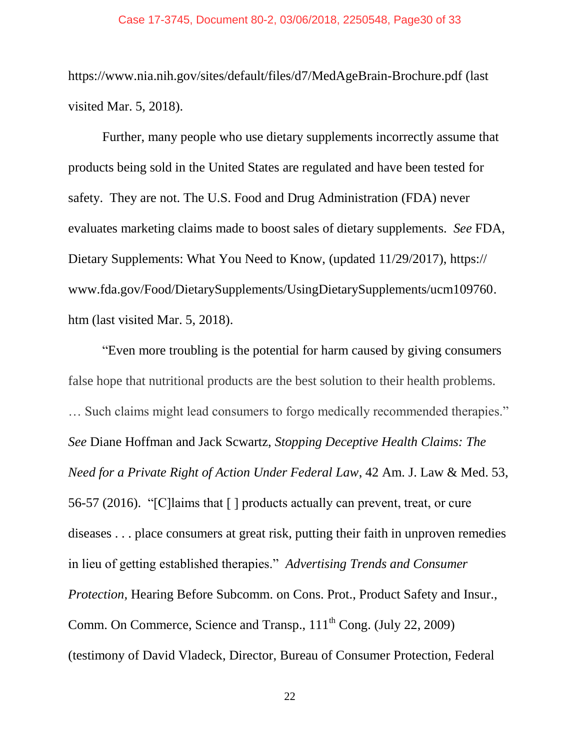https://www.nia.nih.gov/sites/default/files/d7/MedAgeBrain-Brochure.pdf (last visited Mar. 5, 2018).

Further, many people who use dietary supplements incorrectly assume that products being sold in the United States are regulated and have been tested for safety. They are not. The U.S. Food and Drug Administration (FDA) never evaluates marketing claims made to boost sales of dietary supplements. *See* FDA, Dietary Supplements: What You Need to Know, (updated 11/29/2017), https:// www.fda.gov/Food/DietarySupplements/UsingDietarySupplements/ucm109760.htm (last visited Mar. 5, 2018).

"Even more troubling is the potential for harm caused by giving consumers false hope that nutritional products are the best solution to their health problems. … Such claims might lead consumers to forgo medically recommended therapies." *See* Diane Hoffman and Jack Scwartz, *Stopping Deceptive Health Claims: The Need for a Private Right of Action Under Federal Law*, 42 Am. J. Law & Med. 53, 56-57 (2016). "[C]laims that [ ] products actually can prevent, treat, or cure diseases . . . place consumers at great risk, putting their faith in unproven remedies in lieu of getting established therapies." *Advertising Trends and Consumer Protection,* Hearing Before Subcomm. on Cons. Prot., Product Safety and Insur., Comm. On Commerce, Science and Transp., 111th Cong. (July 22, 2009) (testimony of David Vladeck, Director, Bureau of Consumer Protection, Federal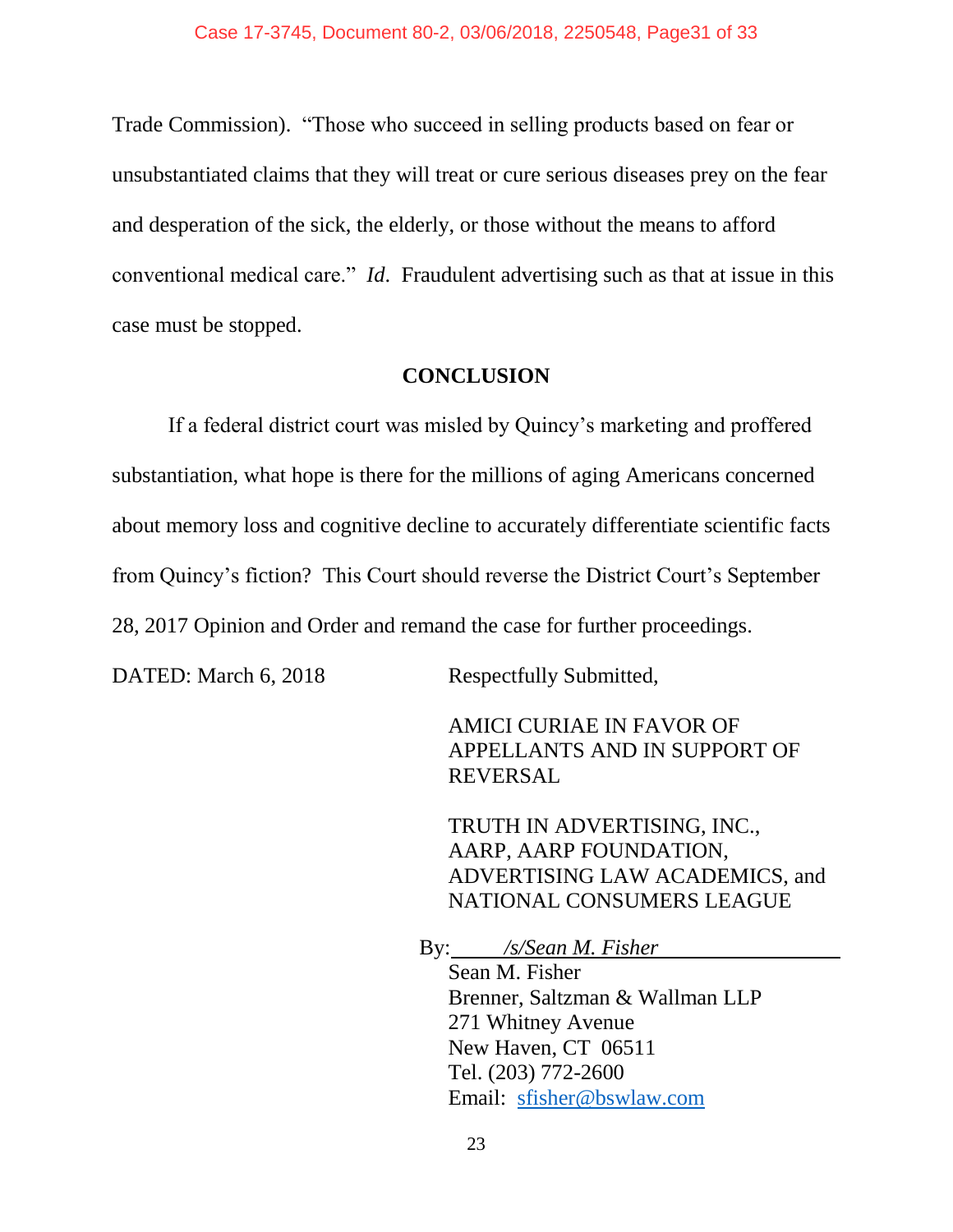Trade Commission). "Those who succeed in selling products based on fear or unsubstantiated claims that they will treat or cure serious diseases prey on the fear and desperation of the sick, the elderly, or those without the means to afford conventional medical care." *Id*. Fraudulent advertising such as that at issue in this case must be stopped.

## CONCLUSION

If a federal district court was misled by Quincy's marketing and proffered substantiation, what hope is there for the millions of aging Americans concerned about memory loss and cognitive decline to accurately differentiate scientific facts from Quincy's fiction? This Court should reverse the District Court's September 28, 2017 Opinion and Order and remand the case for further proceedings.

DATED: March 6, 2018

Respectfully Submitted,

AMICI CURIAE IN FAVOR OF APPELLANTS AND IN SUPPORT OF REVERSAL

TRUTH IN ADVERTISING, INC., AARP, AARP FOUNDATION, ADVERTISING LAW ACADEMICS, and NATIONAL CONSUMERS LEAGUE

By: */s/Sean M. Fisher*
Sean M. Fisher
Brenner, Saltzman & Wallman LLP
271 Whitney Avenue
New Haven, CT 06511
Tel. (203) 772-2600
Email: sfisher@bswlaw.com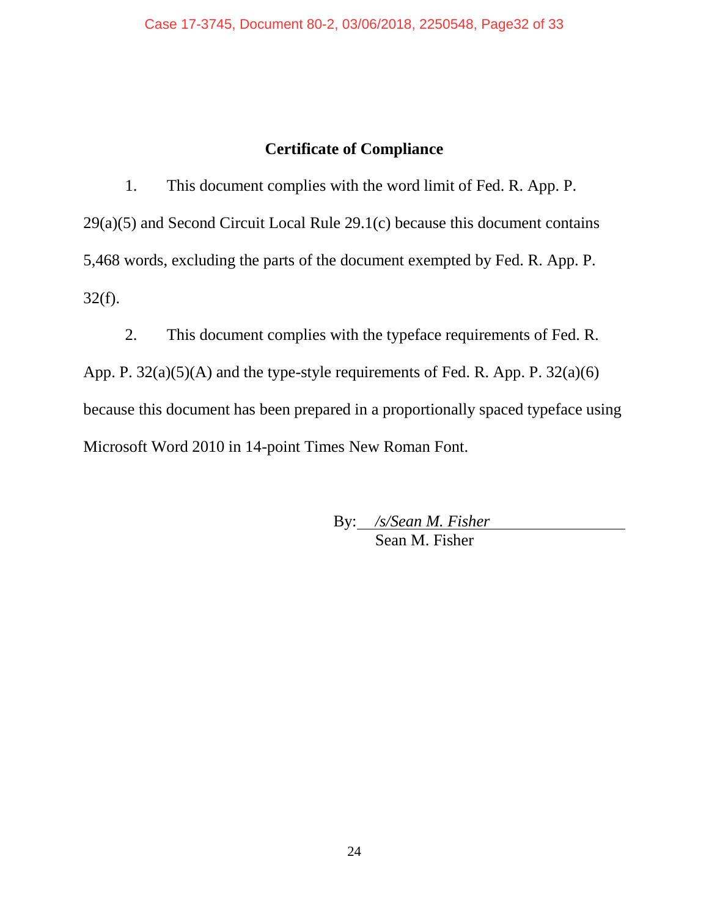## Certificate of Compliance

1. This document complies with the word limit of Fed. R. App. P. 29(a)(5) and Second Circuit Local Rule 29.1(c) because this document contains 5,468 words, excluding the parts of the document exempted by Fed. R. App. P. 32(f).

2. This document complies with the typeface requirements of Fed. R. App. P. 32(a)(5)(A) and the type-style requirements of Fed. R. App. P. 32(a)(6) because this document has been prepared in a proportionally spaced typeface using Microsoft Word 2010 in 14-point Times New Roman Font.

By: *\/s/Sean M. Fisher*
Sean M. Fisher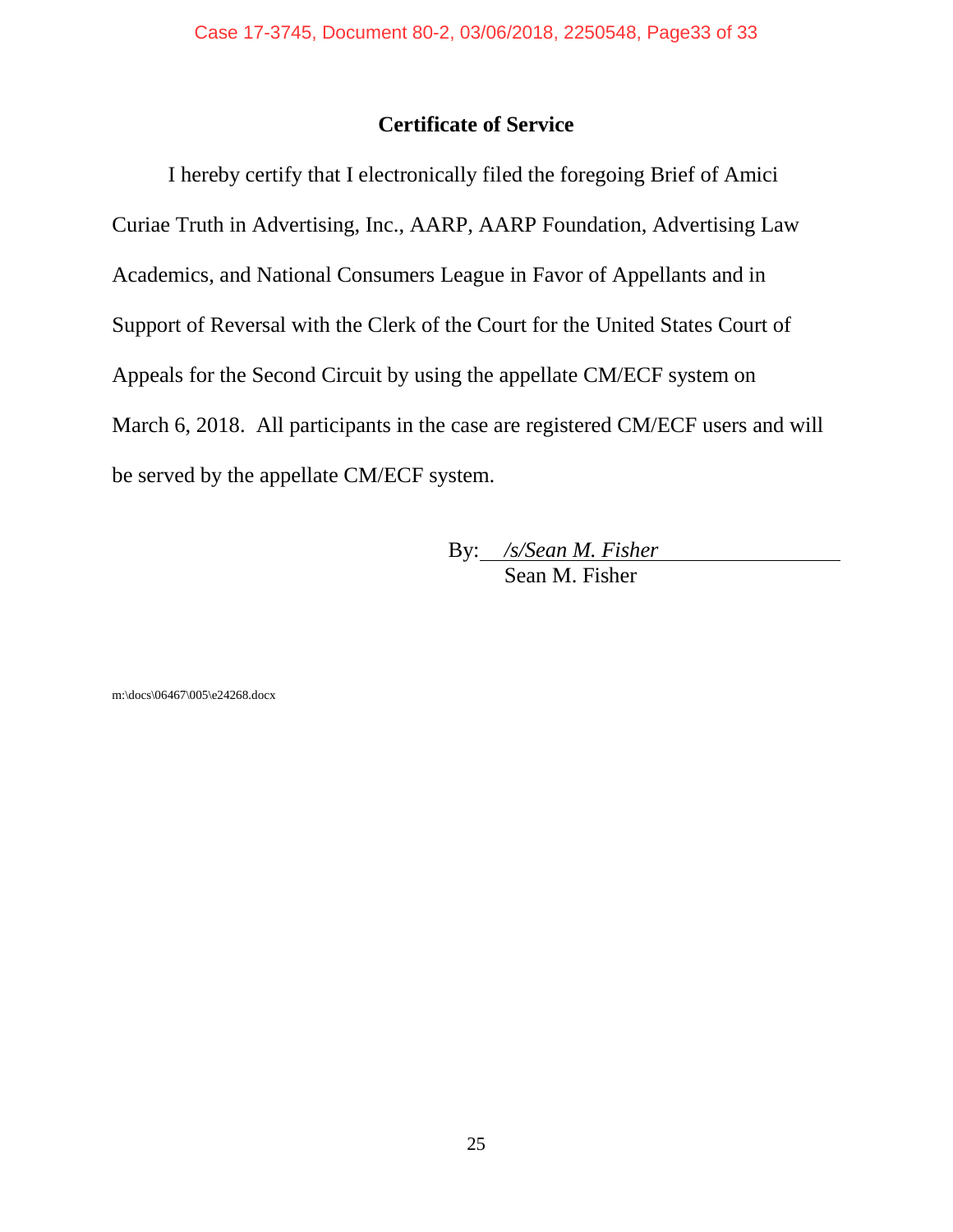# Certificate of Service

I hereby certify that I electronically filed the foregoing Brief of Amici Curiae Truth in Advertising, Inc., AARP, AARP Foundation, Advertising Law Academics, and National Consumers League in Favor of Appellants and in Support of Reversal with the Clerk of the Court for the United States Court of Appeals for the Second Circuit by using the appellate CM/ECF system on March 6, 2018. All participants in the case are registered CM/ECF users and will be served by the appellate CM/ECF system.

By: *\/s/Sean M. Fisher*
Sean M. Fisher

m:\docs\06467\005\e24268.docx